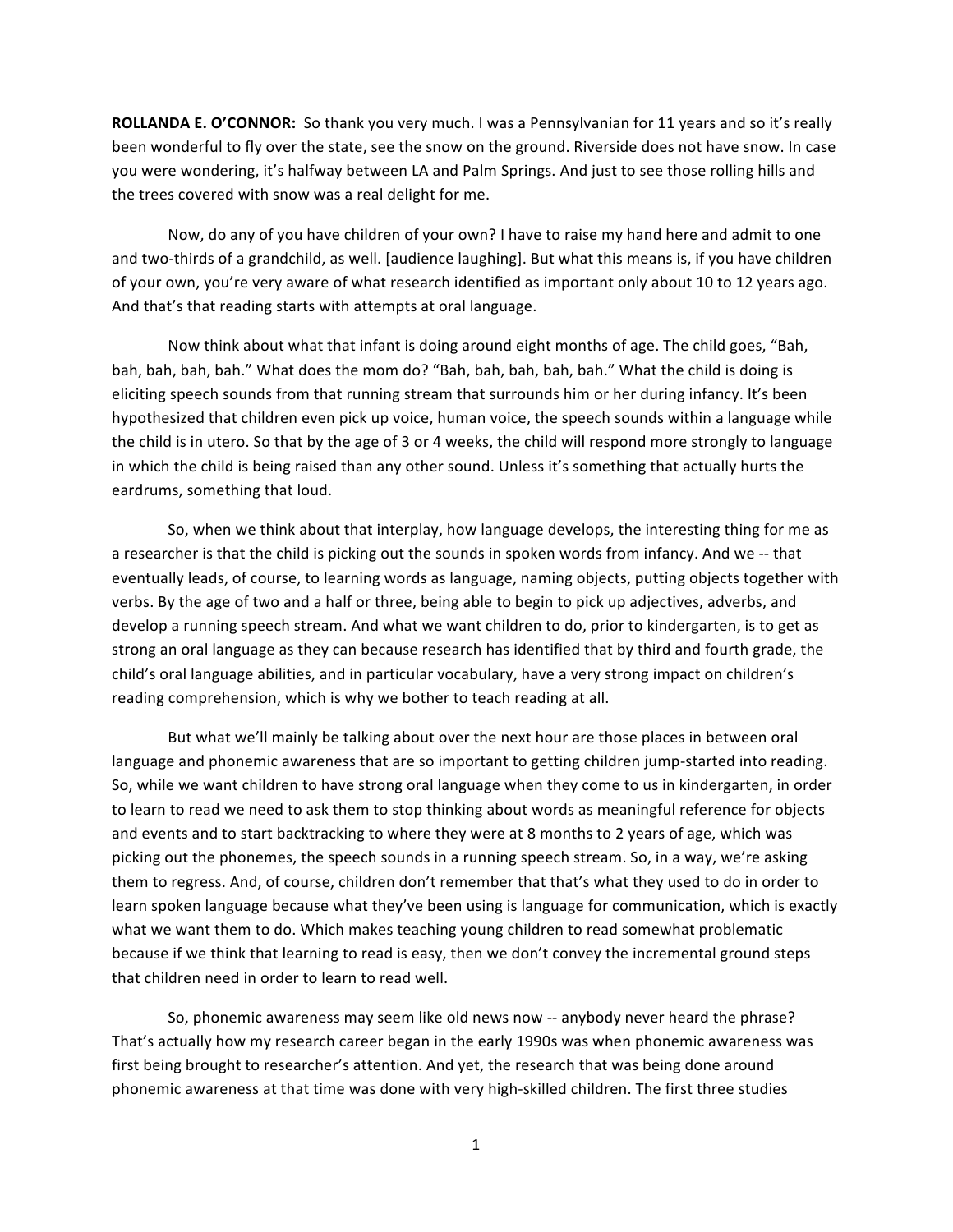**ROLLANDA E. O'CONNOR:** So thank you very much. I was a Pennsylvanian for 11 years and so it's really been wonderful to fly over the state, see the snow on the ground. Riverside does not have snow. In case you were wondering, it's halfway between LA and Palm Springs. And just to see those rolling hills and the trees covered with snow was a real delight for me.

Now, do any of you have children of your own? I have to raise my hand here and admit to one and two-thirds of a grandchild, as well. [audience laughing]. But what this means is, if you have children of your own, you're very aware of what research identified as important only about 10 to 12 years ago. And that's that reading starts with attempts at oral language.

Now think about what that infant is doing around eight months of age. The child goes, "Bah, bah, bah, bah, bah." What does the mom do? "Bah, bah, bah, bah, bah." What the child is doing is eliciting speech sounds from that running stream that surrounds him or her during infancy. It's been hypothesized that children even pick up voice, human voice, the speech sounds within a language while the child is in utero. So that by the age of 3 or 4 weeks, the child will respond more strongly to language in which the child is being raised than any other sound. Unless it's something that actually hurts the eardrums, something that loud.

So, when we think about that interplay, how language develops, the interesting thing for me as a researcher is that the child is picking out the sounds in spoken words from infancy. And we -- that eventually leads, of course, to learning words as language, naming objects, putting objects together with verbs. By the age of two and a half or three, being able to begin to pick up adjectives, adverbs, and develop a running speech stream. And what we want children to do, prior to kindergarten, is to get as strong an oral language as they can because research has identified that by third and fourth grade, the child's oral language abilities, and in particular vocabulary, have a very strong impact on children's reading comprehension, which is why we bother to teach reading at all.

But what we'll mainly be talking about over the next hour are those places in between oral language and phonemic awareness that are so important to getting children jump-started into reading. So, while we want children to have strong oral language when they come to us in kindergarten, in order to learn to read we need to ask them to stop thinking about words as meaningful reference for objects and events and to start backtracking to where they were at 8 months to 2 years of age, which was picking out the phonemes, the speech sounds in a running speech stream. So, in a way, we're asking them to regress. And, of course, children don't remember that that's what they used to do in order to learn spoken language because what they've been using is language for communication, which is exactly what we want them to do. Which makes teaching young children to read somewhat problematic because if we think that learning to read is easy, then we don't convey the incremental ground steps that children need in order to learn to read well.

So, phonemic awareness may seem like old news now -- anybody never heard the phrase? That's actually how my research career began in the early 1990s was when phonemic awareness was first being brought to researcher's attention. And yet, the research that was being done around phonemic awareness at that time was done with very high-skilled children. The first three studies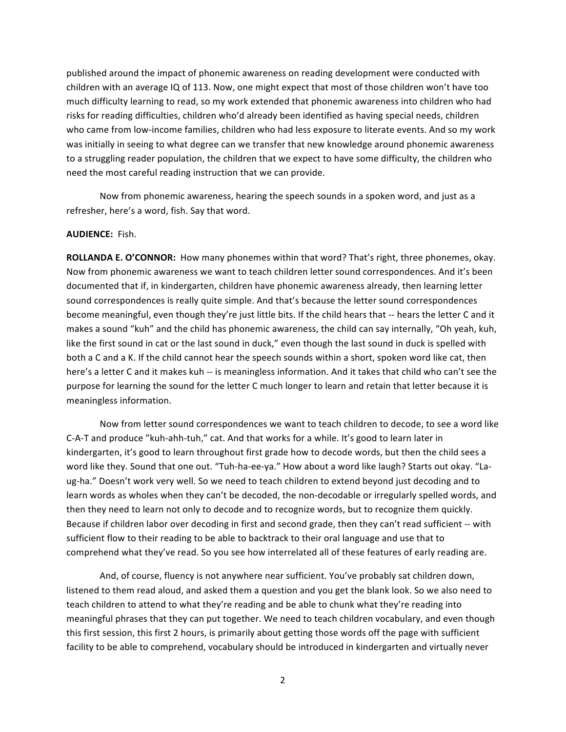published around the impact of phonemic awareness on reading development were conducted with children with an average IQ of 113. Now, one might expect that most of those children won't have too much difficulty learning to read, so my work extended that phonemic awareness into children who had risks for reading difficulties, children who'd already been identified as having special needs, children who came from low-income families, children who had less exposure to literate events. And so my work was initially in seeing to what degree can we transfer that new knowledge around phonemic awareness to a struggling reader population, the children that we expect to have some difficulty, the children who need the most careful reading instruction that we can provide.

Now from phonemic awareness, hearing the speech sounds in a spoken word, and just as a refresher, here's a word, fish. Say that word.

**AUDIENCE:** Fish.

**ROLLANDA E. O'CONNOR:** How many phonemes within that word? That's right, three phonemes, okay. Now from phonemic awareness we want to teach children letter sound correspondences. And it's been documented that if, in kindergarten, children have phonemic awareness already, then learning letter sound correspondences is really quite simple. And that's because the letter sound correspondences become meaningful, even though they're just little bits. If the child hears that -- hears the letter C and it makes a sound "kuh" and the child has phonemic awareness, the child can say internally, "Oh yeah, kuh, like the first sound in cat or the last sound in duck," even though the last sound in duck is spelled with both a C and a K. If the child cannot hear the speech sounds within a short, spoken word like cat, then here's a letter C and it makes kuh -- is meaningless information. And it takes that child who can't see the purpose for learning the sound for the letter C much longer to learn and retain that letter because it is meaningless information.

Now from letter sound correspondences we want to teach children to decode, to see a word like C-A-T and produce "kuh-ahh-tuh," cat. And that works for a while. It's good to learn later in kindergarten, it's good to learn throughout first grade how to decode words, but then the child sees a word like they. Sound that one out. "Tuh-ha-ee-ya." How about a word like laugh? Starts out okay. "La-ug-ha." Doesn't work very well. So we need to teach children to extend beyond just decoding and to learn words as wholes when they can't be decoded, the non-decodable or irregularly spelled words, and then they need to learn not only to decode and to recognize words, but to recognize them quickly. Because if children labor over decoding in first and second grade, then they can't read sufficient -- with sufficient flow to their reading to be able to backtrack to their oral language and use that to comprehend what they've read. So you see how interrelated all of these features of early reading are.

And, of course, fluency is not anywhere near sufficient. You've probably sat children down, listened to them read aloud, and asked them a question and you get the blank look. So we also need to teach children to attend to what they're reading and be able to chunk what they're reading into meaningful phrases that they can put together. We need to teach children vocabulary, and even though this first session, this first 2 hours, is primarily about getting those words off the page with sufficient facility to be able to comprehend, vocabulary should be introduced in kindergarten and virtually never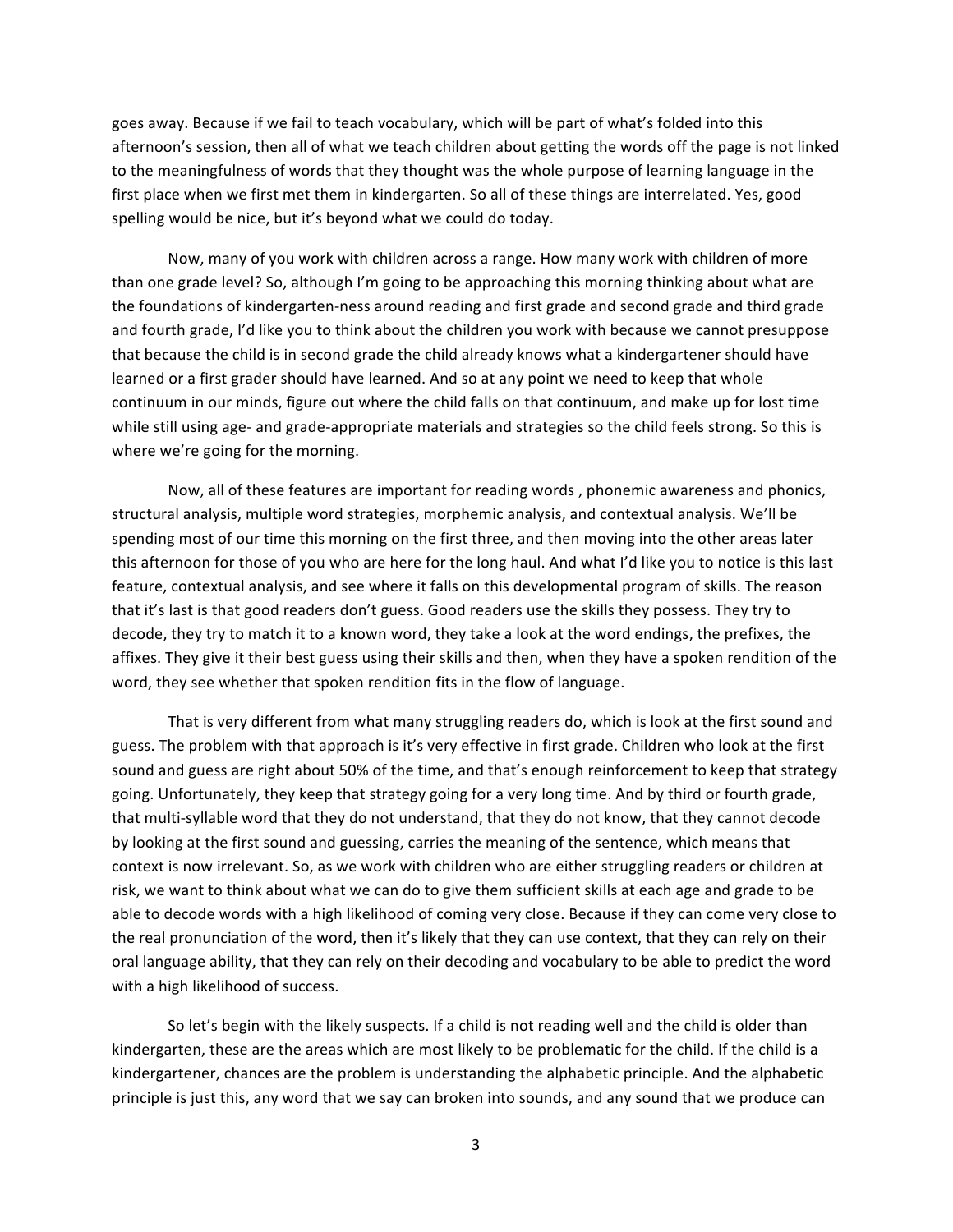goes away. Because if we fail to teach vocabulary, which will be part of what's folded into this afternoon's session, then all of what we teach children about getting the words off the page is not linked to the meaningfulness of words that they thought was the whole purpose of learning language in the first place when we first met them in kindergarten. So all of these things are interrelated. Yes, good spelling would be nice, but it's beyond what we could do today.

Now, many of you work with children across a range. How many work with children of more than one grade level? So, although I'm going to be approaching this morning thinking about what are the foundations of kindergarten-ness around reading and first grade and second grade and third grade and fourth grade, I'd like you to think about the children you work with because we cannot presuppose that because the child is in second grade the child already knows what a kindergartener should have learned or a first grader should have learned. And so at any point we need to keep that whole continuum in our minds, figure out where the child falls on that continuum, and make up for lost time while still using age- and grade-appropriate materials and strategies so the child feels strong. So this is where we're going for the morning.

Now, all of these features are important for reading words , phonemic awareness and phonics, structural analysis, multiple word strategies, morphemic analysis, and contextual analysis. We'll be spending most of our time this morning on the first three, and then moving into the other areas later this afternoon for those of you who are here for the long haul. And what I'd like you to notice is this last feature, contextual analysis, and see where it falls on this developmental program of skills. The reason that it's last is that good readers don't guess. Good readers use the skills they possess. They try to decode, they try to match it to a known word, they take a look at the word endings, the prefixes, the affixes. They give it their best guess using their skills and then, when they have a spoken rendition of the word, they see whether that spoken rendition fits in the flow of language.

That is very different from what many struggling readers do, which is look at the first sound and guess. The problem with that approach is it's very effective in first grade. Children who look at the first sound and guess are right about 50% of the time, and that's enough reinforcement to keep that strategy going. Unfortunately, they keep that strategy going for a very long time. And by third or fourth grade, that multi-syllable word that they do not understand, that they do not know, that they cannot decode by looking at the first sound and guessing, carries the meaning of the sentence, which means that context is now irrelevant. So, as we work with children who are either struggling readers or children at risk, we want to think about what we can do to give them sufficient skills at each age and grade to be able to decode words with a high likelihood of coming very close. Because if they can come very close to the real pronunciation of the word, then it's likely that they can use context, that they can rely on their oral language ability, that they can rely on their decoding and vocabulary to be able to predict the word with a high likelihood of success.

So let's begin with the likely suspects. If a child is not reading well and the child is older than kindergarten, these are the areas which are most likely to be problematic for the child. If the child is a kindergartener, chances are the problem is understanding the alphabetic principle. And the alphabetic principle is just this, any word that we say can broken into sounds, and any sound that we produce can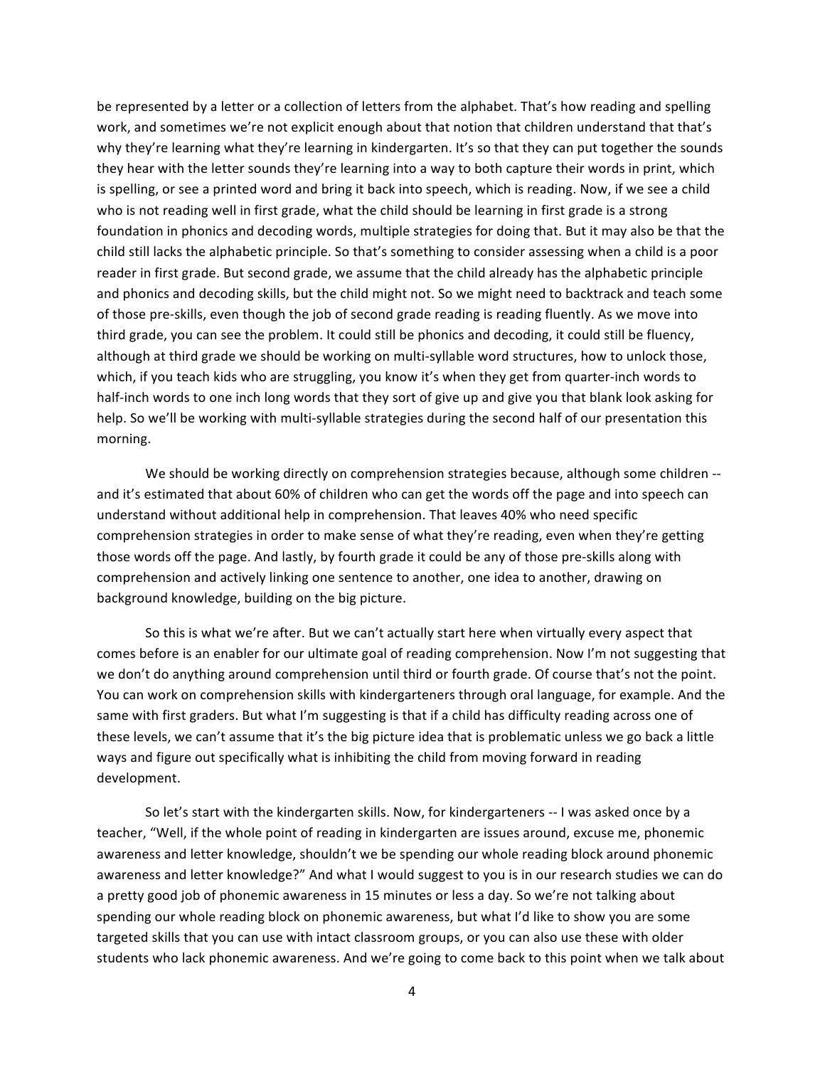be represented by a letter or a collection of letters from the alphabet. That's how reading and spelling work, and sometimes we're not explicit enough about that notion that children understand that that's why they're learning what they're learning in kindergarten. It's so that they can put together the sounds they hear with the letter sounds they're learning into a way to both capture their words in print, which is spelling, or see a printed word and bring it back into speech, which is reading. Now, if we see a child who is not reading well in first grade, what the child should be learning in first grade is a strong foundation in phonics and decoding words, multiple strategies for doing that. But it may also be that the child still lacks the alphabetic principle. So that's something to consider assessing when a child is a poor reader in first grade. But second grade, we assume that the child already has the alphabetic principle and phonics and decoding skills, but the child might not. So we might need to backtrack and teach some of those pre-skills, even though the job of second grade reading is reading fluently. As we move into third grade, you can see the problem. It could still be phonics and decoding, it could still be fluency, although at third grade we should be working on multi-syllable word structures, how to unlock those, which, if you teach kids who are struggling, you know it's when they get from quarter-inch words to half-inch words to one inch long words that they sort of give up and give you that blank look asking for help. So we'll be working with multi-syllable strategies during the second half of our presentation this morning.

We should be working directly on comprehension strategies because, although some children -- and it's estimated that about 60% of children who can get the words off the page and into speech can understand without additional help in comprehension. That leaves 40% who need specific comprehension strategies in order to make sense of what they're reading, even when they're getting those words off the page. And lastly, by fourth grade it could be any of those pre-skills along with comprehension and actively linking one sentence to another, one idea to another, drawing on background knowledge, building on the big picture.

So this is what we're after. But we can't actually start here when virtually every aspect that comes before is an enabler for our ultimate goal of reading comprehension. Now I'm not suggesting that we don't do anything around comprehension until third or fourth grade. Of course that's not the point. You can work on comprehension skills with kindergarteners through oral language, for example. And the same with first graders. But what I'm suggesting is that if a child has difficulty reading across one of these levels, we can't assume that it's the big picture idea that is problematic unless we go back a little ways and figure out specifically what is inhibiting the child from moving forward in reading development.

So let's start with the kindergarten skills. Now, for kindergarteners -- I was asked once by a teacher, "Well, if the whole point of reading in kindergarten are issues around, excuse me, phonemic awareness and letter knowledge, shouldn't we be spending our whole reading block around phonemic awareness and letter knowledge?" And what I would suggest to you is in our research studies we can do a pretty good job of phonemic awareness in 15 minutes or less a day. So we're not talking about spending our whole reading block on phonemic awareness, but what I'd like to show you are some targeted skills that you can use with intact classroom groups, or you can also use these with older students who lack phonemic awareness. And we're going to come back to this point when we talk about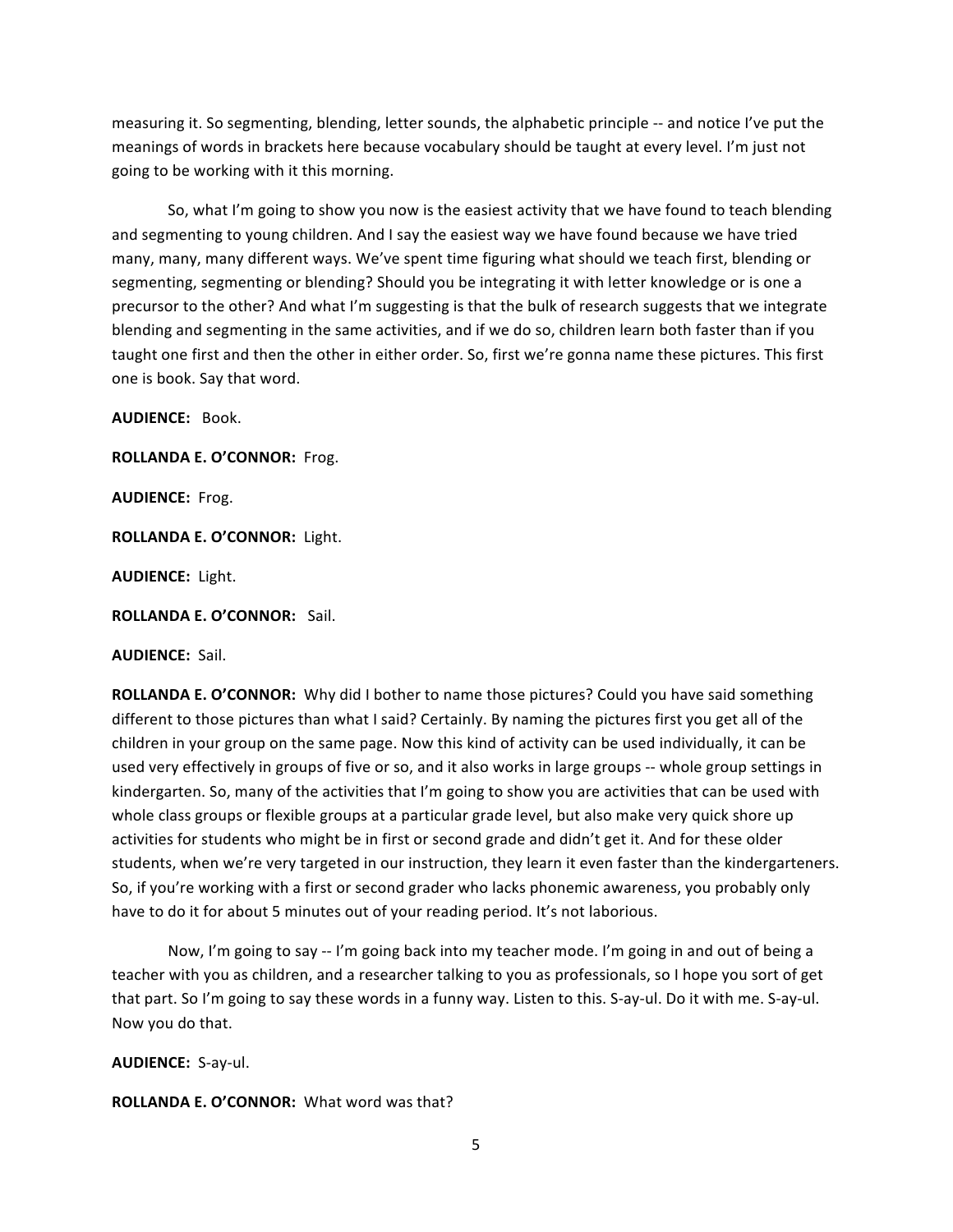measuring it. So segmenting, blending, letter sounds, the alphabetic principle -- and notice I've put the meanings of words in brackets here because vocabulary should be taught at every level. I'm just not going to be working with it this morning.

So, what I'm going to show you now is the easiest activity that we have found to teach blending and segmenting to young children. And I say the easiest way we have found because we have tried many, many, many different ways. We've spent time figuring what should we teach first, blending or segmenting, segmenting or blending? Should you be integrating it with letter knowledge or is one a precursor to the other? And what I'm suggesting is that the bulk of research suggests that we integrate blending and segmenting in the same activities, and if we do so, children learn both faster than if you taught one first and then the other in either order. So, first we're gonna name these pictures. This first one is book. Say that word.

**AUDIENCE:** Book.

**ROLLANDA E. O'CONNOR:** Frog.

**AUDIENCE:** Frog.

**ROLLANDA E. O'CONNOR:** Light.

**AUDIENCE:** Light.

**ROLLANDA E. O'CONNOR:** Sail.

**AUDIENCE:** Sail.

**ROLLANDA E. O'CONNOR:** Why did I bother to name those pictures? Could you have said something different to those pictures than what I said? Certainly. By naming the pictures first you get all of the children in your group on the same page. Now this kind of activity can be used individually, it can be used very effectively in groups of five or so, and it also works in large groups -- whole group settings in kindergarten. So, many of the activities that I'm going to show you are activities that can be used with whole class groups or flexible groups at a particular grade level, but also make very quick shore up activities for students who might be in first or second grade and didn't get it. And for these older students, when we're very targeted in our instruction, they learn it even faster than the kindergarteners. So, if you're working with a first or second grader who lacks phonemic awareness, you probably only have to do it for about 5 minutes out of your reading period. It's not laborious.

Now, I'm going to say -- I'm going back into my teacher mode. I'm going in and out of being a teacher with you as children, and a researcher talking to you as professionals, so I hope you sort of get that part. So I'm going to say these words in a funny way. Listen to this. S-ay-ul. Do it with me. S-ay-ul. Now you do that.

**AUDIENCE:** S-ay-ul.

**ROLLANDA E. O'CONNOR:** What word was that?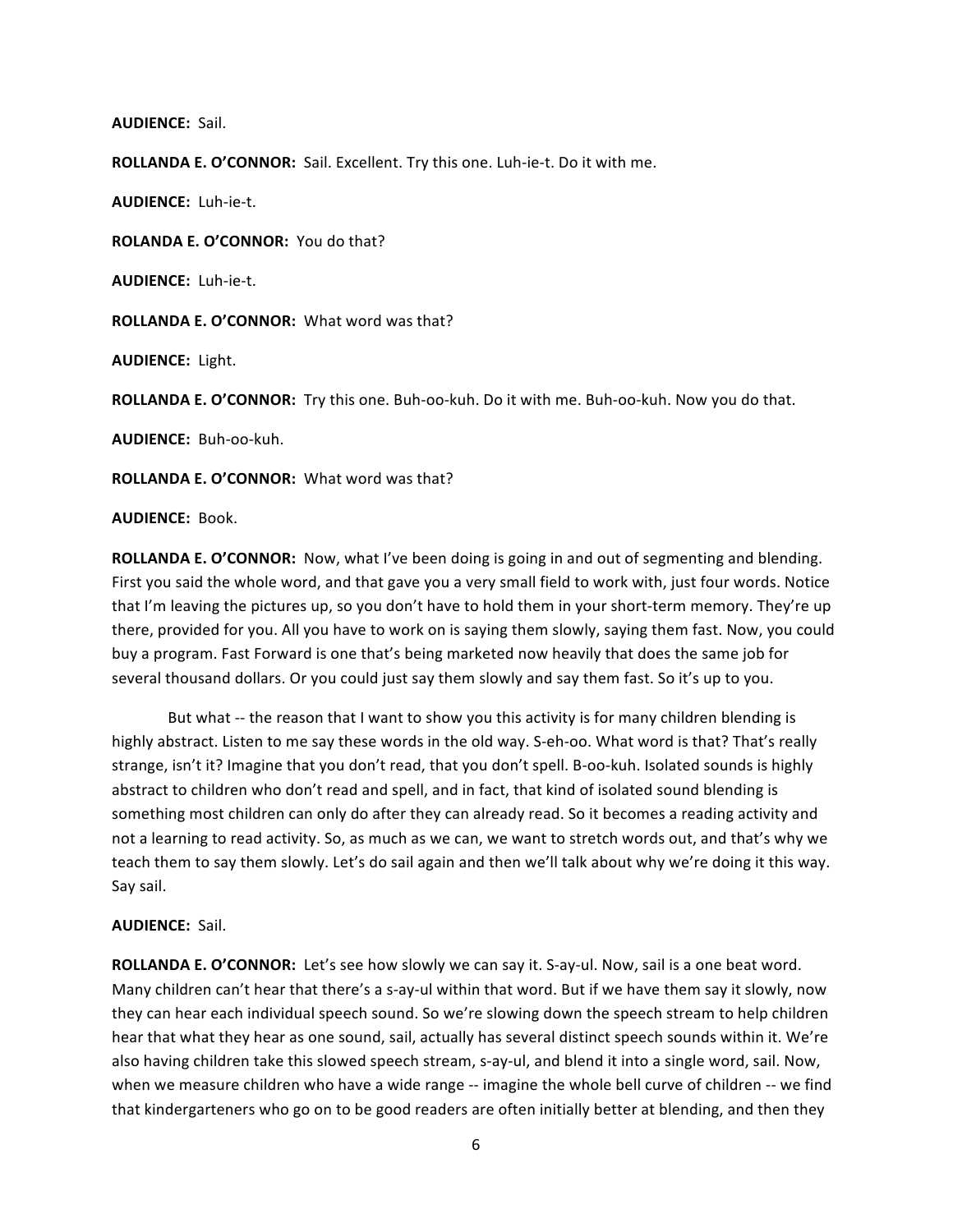**AUDIENCE:** Sail.

**ROLLANDA E. O'CONNOR:** Sail. Excellent. Try this one. Luh-ie-t. Do it with me.

**AUDIENCE:** Luh-ie-t.

**ROLANDA E. O'CONNOR:** You do that?

**AUDIENCE:** Luh-ie-t.

**ROLLANDA E. O'CONNOR:** What word was that?

**AUDIENCE:** Light.

**ROLLANDA E. O'CONNOR:** Try this one. Buh-oo-kuh. Do it with me. Buh-oo-kuh. Now you do that.

**AUDIENCE:** Buh-oo-kuh.

**ROLLANDA E. O'CONNOR:** What word was that?

**AUDIENCE:** Book.

**ROLLANDA E. O'CONNOR:** Now, what I've been doing is going in and out of segmenting and blending. First you said the whole word, and that gave you a very small field to work with, just four words. Notice that I'm leaving the pictures up, so you don't have to hold them in your short-term memory. They're up there, provided for you. All you have to work on is saying them slowly, saying them fast. Now, you could buy a program. Fast Forward is one that's being marketed now heavily that does the same job for several thousand dollars. Or you could just say them slowly and say them fast. So it's up to you.

But what -- the reason that I want to show you this activity is for many children blending is highly abstract. Listen to me say these words in the old way. S-eh-oo. What word is that? That's really strange, isn't it? Imagine that you don't read, that you don't spell. B-oo-kuh. Isolated sounds is highly abstract to children who don't read and spell, and in fact, that kind of isolated sound blending is something most children can only do after they can already read. So it becomes a reading activity and not a learning to read activity. So, as much as we can, we want to stretch words out, and that's why we teach them to say them slowly. Let's do sail again and then we'll talk about why we're doing it this way. Say sail.

**AUDIENCE:** Sail.

**ROLLANDA E. O'CONNOR:** Let's see how slowly we can say it. S-ay-ul. Now, sail is a one beat word. Many children can't hear that there's a s-ay-ul within that word. But if we have them say it slowly, now they can hear each individual speech sound. So we're slowing down the speech stream to help children hear that what they hear as one sound, sail, actually has several distinct speech sounds within it. We're also having children take this slowed speech stream, s-ay-ul, and blend it into a single word, sail. Now, when we measure children who have a wide range -- imagine the whole bell curve of children -- we find that kindergarteners who go on to be good readers are often initially better at blending, and then they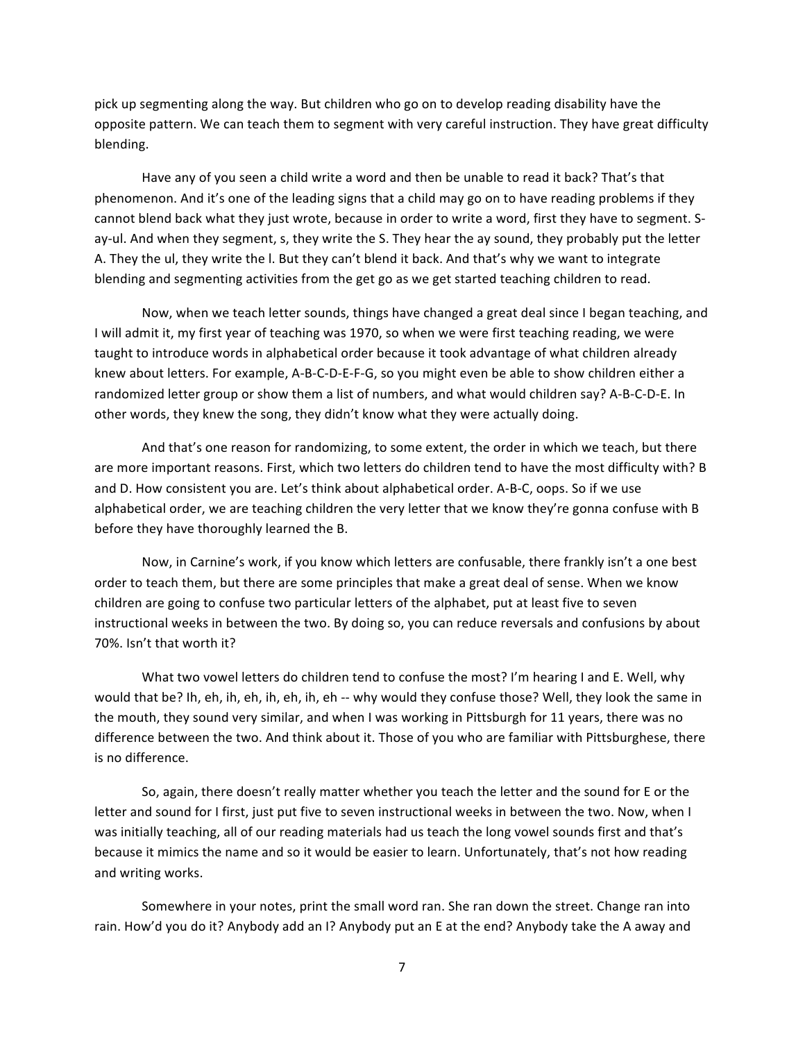pick up segmenting along the way. But children who go on to develop reading disability have the opposite pattern. We can teach them to segment with very careful instruction. They have great difficulty blending.

Have any of you seen a child write a word and then be unable to read it back? That's that phenomenon. And it's one of the leading signs that a child may go on to have reading problems if they cannot blend back what they just wrote, because in order to write a word, first they have to segment. S-ay-ul. And when they segment, s, they write the S. They hear the ay sound, they probably put the letter A. They the ul, they write the l. But they can't blend it back. And that's why we want to integrate blending and segmenting activities from the get go as we get started teaching children to read.

Now, when we teach letter sounds, things have changed a great deal since I began teaching, and I will admit it, my first year of teaching was 1970, so when we were first teaching reading, we were taught to introduce words in alphabetical order because it took advantage of what children already knew about letters. For example, A-B-C-D-E-F-G, so you might even be able to show children either a randomized letter group or show them a list of numbers, and what would children say? A-B-C-D-E. In other words, they knew the song, they didn't know what they were actually doing.

And that's one reason for randomizing, to some extent, the order in which we teach, but there are more important reasons. First, which two letters do children tend to have the most difficulty with? B and D. How consistent you are. Let's think about alphabetical order. A-B-C, oops. So if we use alphabetical order, we are teaching children the very letter that we know they're gonna confuse with B before they have thoroughly learned the B.

Now, in Carnine's work, if you know which letters are confusable, there frankly isn't a one best order to teach them, but there are some principles that make a great deal of sense. When we know children are going to confuse two particular letters of the alphabet, put at least five to seven instructional weeks in between the two. By doing so, you can reduce reversals and confusions by about 70%. Isn't that worth it?

What two vowel letters do children tend to confuse the most? I'm hearing I and E. Well, why would that be? Ih, eh, ih, eh, ih, eh, ih, eh -- why would they confuse those? Well, they look the same in the mouth, they sound very similar, and when I was working in Pittsburgh for 11 years, there was no difference between the two. And think about it. Those of you who are familiar with Pittsburghese, there is no difference.

So, again, there doesn't really matter whether you teach the letter and the sound for E or the letter and sound for I first, just put five to seven instructional weeks in between the two. Now, when I was initially teaching, all of our reading materials had us teach the long vowel sounds first and that's because it mimics the name and so it would be easier to learn. Unfortunately, that's not how reading and writing works.

Somewhere in your notes, print the small word ran. She ran down the street. Change ran into rain. How'd you do it? Anybody add an I? Anybody put an E at the end? Anybody take the A away and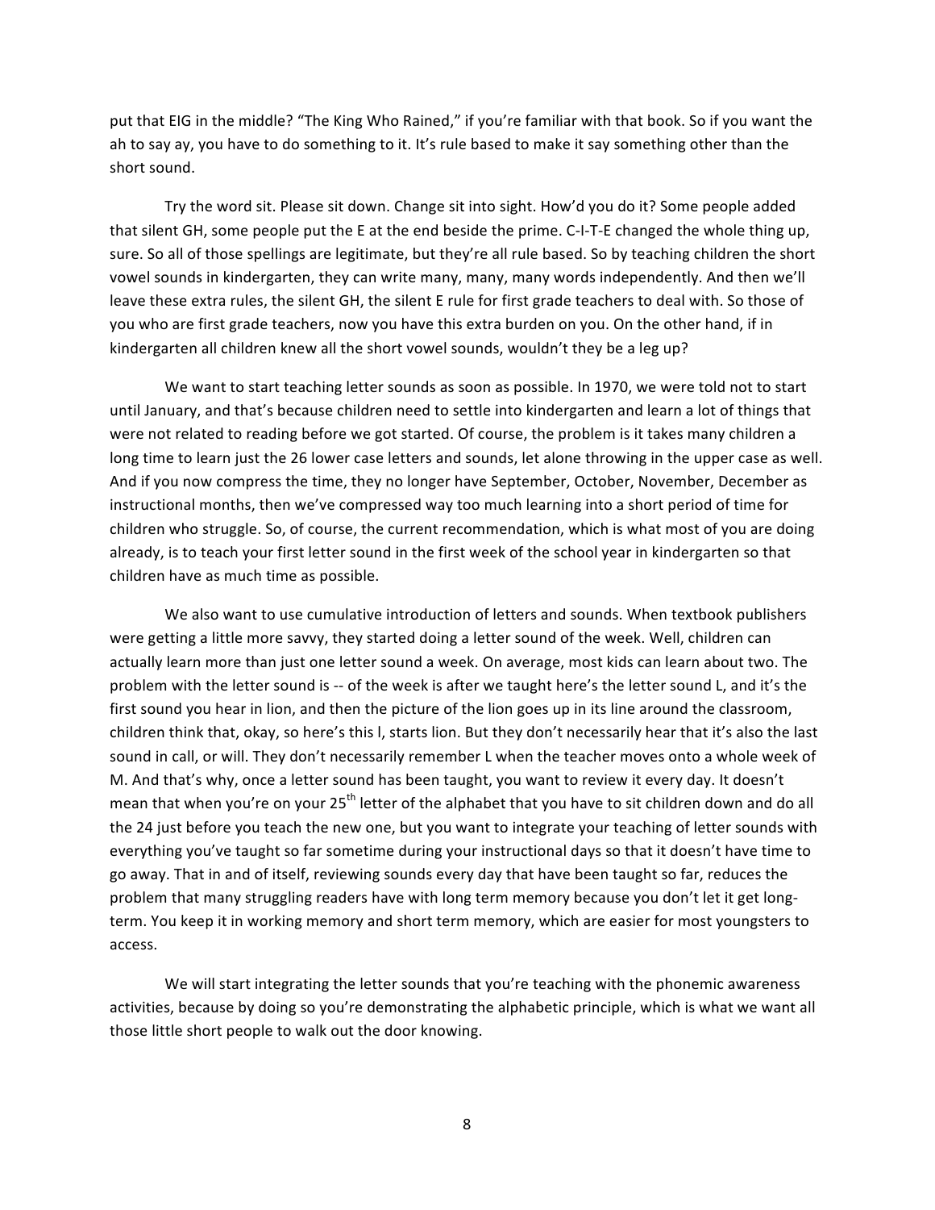put that EIG in the middle? "The King Who Rained," if you're familiar with that book. So if you want the ah to say ay, you have to do something to it. It's rule based to make it say something other than the short sound.

Try the word sit. Please sit down. Change sit into sight. How'd you do it? Some people added that silent GH, some people put the E at the end beside the prime. C-I-T-E changed the whole thing up, sure. So all of those spellings are legitimate, but they're all rule based. So by teaching children the short vowel sounds in kindergarten, they can write many, many, many words independently. And then we'll leave these extra rules, the silent GH, the silent E rule for first grade teachers to deal with. So those of you who are first grade teachers, now you have this extra burden on you. On the other hand, if in kindergarten all children knew all the short vowel sounds, wouldn't they be a leg up?

We want to start teaching letter sounds as soon as possible. In 1970, we were told not to start until January, and that's because children need to settle into kindergarten and learn a lot of things that were not related to reading before we got started. Of course, the problem is it takes many children a long time to learn just the 26 lower case letters and sounds, let alone throwing in the upper case as well. And if you now compress the time, they no longer have September, October, November, December as instructional months, then we've compressed way too much learning into a short period of time for children who struggle. So, of course, the current recommendation, which is what most of you are doing already, is to teach your first letter sound in the first week of the school year in kindergarten so that children have as much time as possible.

We also want to use cumulative introduction of letters and sounds. When textbook publishers were getting a little more savvy, they started doing a letter sound of the week. Well, children can actually learn more than just one letter sound a week. On average, most kids can learn about two. The problem with the letter sound is -- of the week is after we taught here's the letter sound L, and it's the first sound you hear in lion, and then the picture of the lion goes up in its line around the classroom, children think that, okay, so here's this l, starts lion. But they don't necessarily hear that it's also the last sound in call, or will. They don't necessarily remember L when the teacher moves onto a whole week of M. And that's why, once a letter sound has been taught, you want to review it every day. It doesn't mean that when you're on your 25th letter of the alphabet that you have to sit children down and do all the 24 just before you teach the new one, but you want to integrate your teaching of letter sounds with everything you've taught so far sometime during your instructional days so that it doesn't have time to go away. That in and of itself, reviewing sounds every day that have been taught so far, reduces the problem that many struggling readers have with long term memory because you don't let it get long-term. You keep it in working memory and short term memory, which are easier for most youngsters to access.

We will start integrating the letter sounds that you're teaching with the phonemic awareness activities, because by doing so you're demonstrating the alphabetic principle, which is what we want all those little short people to walk out the door knowing.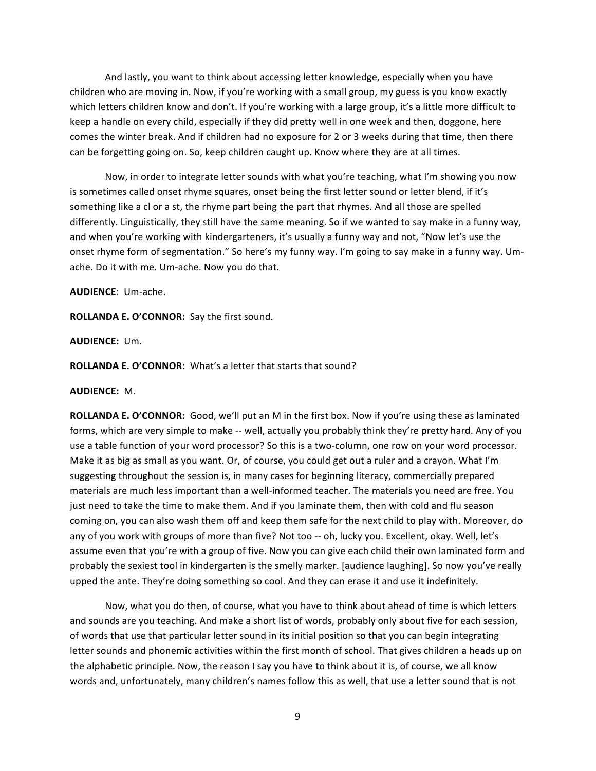And lastly, you want to think about accessing letter knowledge, especially when you have children who are moving in. Now, if you're working with a small group, my guess is you know exactly which letters children know and don't. If you're working with a large group, it's a little more difficult to keep a handle on every child, especially if they did pretty well in one week and then, doggone, here comes the winter break. And if children had no exposure for 2 or 3 weeks during that time, then there can be forgetting going on. So, keep children caught up. Know where they are at all times.

Now, in order to integrate letter sounds with what you're teaching, what I'm showing you now is sometimes called onset rhyme squares, onset being the first letter sound or letter blend, if it's something like a cl or a st, the rhyme part being the part that rhymes. And all those are spelled differently. Linguistically, they still have the same meaning. So if we wanted to say make in a funny way, and when you're working with kindergarteners, it's usually a funny way and not, "Now let's use the onset rhyme form of segmentation." So here's my funny way. I'm going to say make in a funny way. Um-ache. Do it with me. Um-ache. Now you do that.

**AUDIENCE**: Um-ache.

**ROLLANDA E. O'CONNOR:** Say the first sound.

**AUDIENCE:** Um.

**ROLLANDA E. O'CONNOR:** What's a letter that starts that sound?

**AUDIENCE:** M.

**ROLLANDA E. O'CONNOR:** Good, we'll put an M in the first box. Now if you're using these as laminated forms, which are very simple to make -- well, actually you probably think they're pretty hard. Any of you use a table function of your word processor? So this is a two-column, one row on your word processor. Make it as big as small as you want. Or, of course, you could get out a ruler and a crayon. What I'm suggesting throughout the session is, in many cases for beginning literacy, commercially prepared materials are much less important than a well-informed teacher. The materials you need are free. You just need to take the time to make them. And if you laminate them, then with cold and flu season coming on, you can also wash them off and keep them safe for the next child to play with. Moreover, do any of you work with groups of more than five? Not too -- oh, lucky you. Excellent, okay. Well, let's assume even that you're with a group of five. Now you can give each child their own laminated form and probably the sexiest tool in kindergarten is the smelly marker. [audience laughing]. So now you've really upped the ante. They're doing something so cool. And they can erase it and use it indefinitely.

Now, what you do then, of course, what you have to think about ahead of time is which letters and sounds are you teaching. And make a short list of words, probably only about five for each session, of words that use that particular letter sound in its initial position so that you can begin integrating letter sounds and phonemic activities within the first month of school. That gives children a heads up on the alphabetic principle. Now, the reason I say you have to think about it is, of course, we all know words and, unfortunately, many children's names follow this as well, that use a letter sound that is not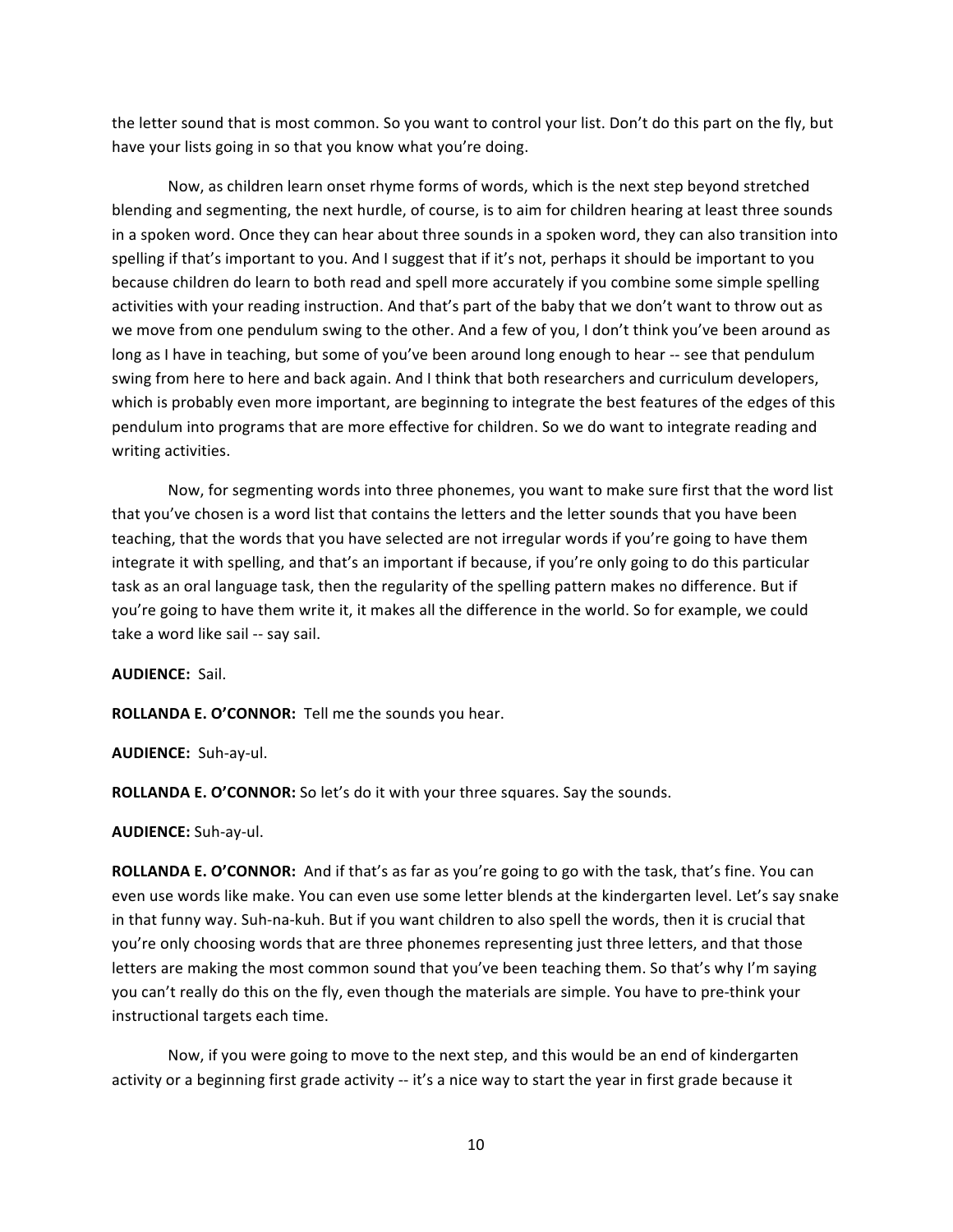the letter sound that is most common. So you want to control your list. Don't do this part on the fly, but have your lists going in so that you know what you're doing.

Now, as children learn onset rhyme forms of words, which is the next step beyond stretched blending and segmenting, the next hurdle, of course, is to aim for children hearing at least three sounds in a spoken word. Once they can hear about three sounds in a spoken word, they can also transition into spelling if that's important to you. And I suggest that if it's not, perhaps it should be important to you because children do learn to both read and spell more accurately if you combine some simple spelling activities with your reading instruction. And that's part of the baby that we don't want to throw out as we move from one pendulum swing to the other. And a few of you, I don't think you've been around as long as I have in teaching, but some of you've been around long enough to hear -- see that pendulum swing from here to here and back again. And I think that both researchers and curriculum developers, which is probably even more important, are beginning to integrate the best features of the edges of this pendulum into programs that are more effective for children. So we do want to integrate reading and writing activities.

Now, for segmenting words into three phonemes, you want to make sure first that the word list that you've chosen is a word list that contains the letters and the letter sounds that you have been teaching, that the words that you have selected are not irregular words if you're going to have them integrate it with spelling, and that's an important if because, if you're only going to do this particular task as an oral language task, then the regularity of the spelling pattern makes no difference. But if you're going to have them write it, it makes all the difference in the world. So for example, we could take a word like sail -- say sail.

**AUDIENCE:** Sail.

**ROLLANDA E. O'CONNOR:** Tell me the sounds you hear.

**AUDIENCE:** Suh-ay-ul.

**ROLLANDA E. O'CONNOR:** So let's do it with your three squares. Say the sounds.

**AUDIENCE:** Suh-ay-ul.

**ROLLANDA E. O'CONNOR:** And if that's as far as you're going to go with the task, that's fine. You can even use words like make. You can even use some letter blends at the kindergarten level. Let's say snake in that funny way. Suh-na-kuh. But if you want children to also spell the words, then it is crucial that you're only choosing words that are three phonemes representing just three letters, and that those letters are making the most common sound that you've been teaching them. So that's why I'm saying you can't really do this on the fly, even though the materials are simple. You have to pre-think your instructional targets each time.

Now, if you were going to move to the next step, and this would be an end of kindergarten activity or a beginning first grade activity -- it's a nice way to start the year in first grade because it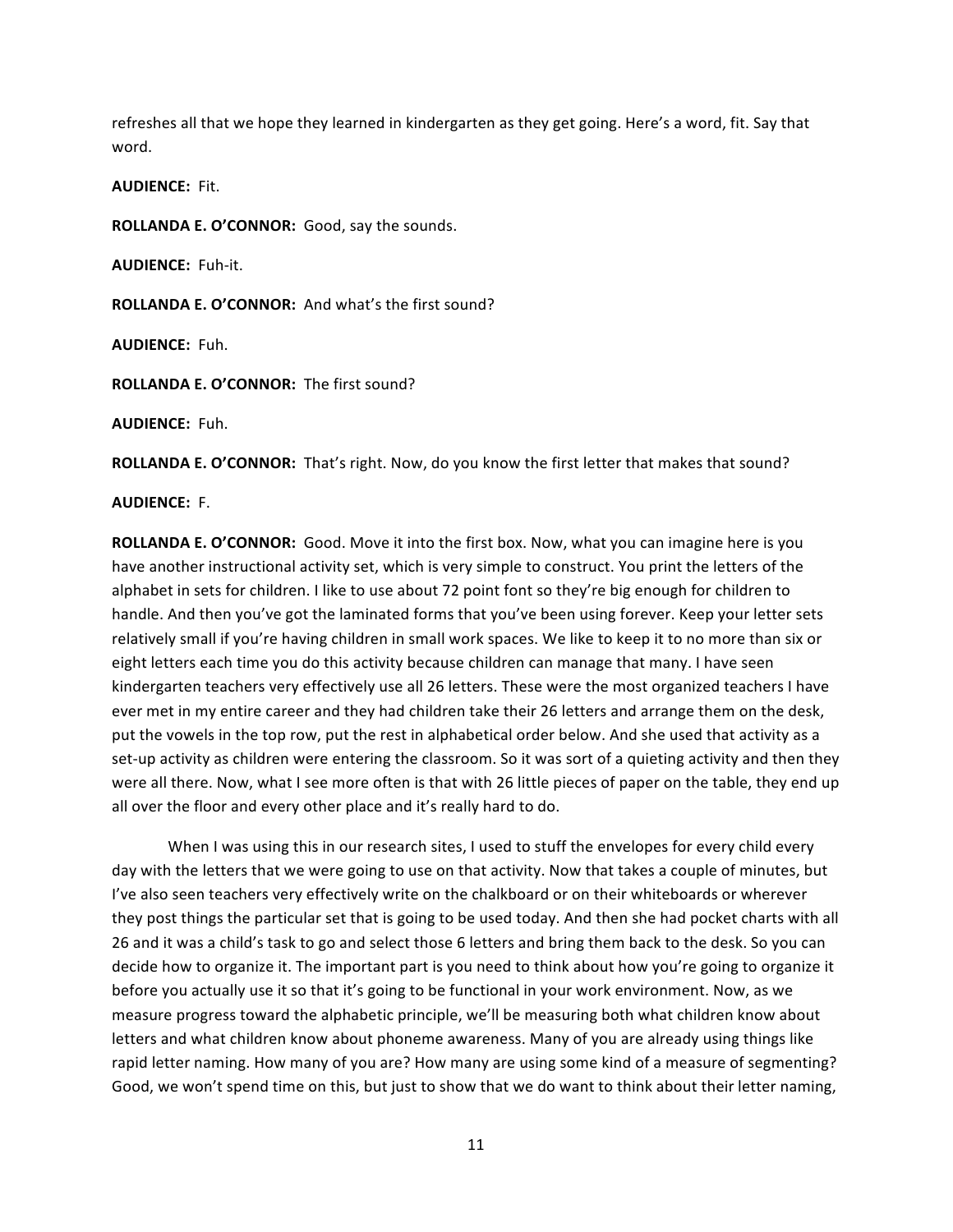refreshes all that we hope they learned in kindergarten as they get going. Here's a word, fit. Say that word.

**AUDIENCE:** Fit.

**ROLLANDA E. O'CONNOR:** Good, say the sounds.

**AUDIENCE:** Fuh-it.

**ROLLANDA E. O'CONNOR:** And what's the first sound?

**AUDIENCE:** Fuh.

**ROLLANDA E. O'CONNOR:** The first sound?

**AUDIENCE:** Fuh.

**ROLLANDA E. O'CONNOR:** That's right. Now, do you know the first letter that makes that sound?

**AUDIENCE:** F.

**ROLLANDA E. O'CONNOR:** Good. Move it into the first box. Now, what you can imagine here is you have another instructional activity set, which is very simple to construct. You print the letters of the alphabet in sets for children. I like to use about 72 point font so they're big enough for children to handle. And then you've got the laminated forms that you've been using forever. Keep your letter sets relatively small if you're having children in small work spaces. We like to keep it to no more than six or eight letters each time you do this activity because children can manage that many. I have seen kindergarten teachers very effectively use all 26 letters. These were the most organized teachers I have ever met in my entire career and they had children take their 26 letters and arrange them on the desk, put the vowels in the top row, put the rest in alphabetical order below. And she used that activity as a set-up activity as children were entering the classroom. So it was sort of a quieting activity and then they were all there. Now, what I see more often is that with 26 little pieces of paper on the table, they end up all over the floor and every other place and it's really hard to do.

When I was using this in our research sites, I used to stuff the envelopes for every child every day with the letters that we were going to use on that activity. Now that takes a couple of minutes, but I've also seen teachers very effectively write on the chalkboard or on their whiteboards or wherever they post things the particular set that is going to be used today. And then she had pocket charts with all 26 and it was a child's task to go and select those 6 letters and bring them back to the desk. So you can decide how to organize it. The important part is you need to think about how you're going to organize it before you actually use it so that it's going to be functional in your work environment. Now, as we measure progress toward the alphabetic principle, we'll be measuring both what children know about letters and what children know about phoneme awareness. Many of you are already using things like rapid letter naming. How many of you are? How many are using some kind of a measure of segmenting? Good, we won't spend time on this, but just to show that we do want to think about their letter naming,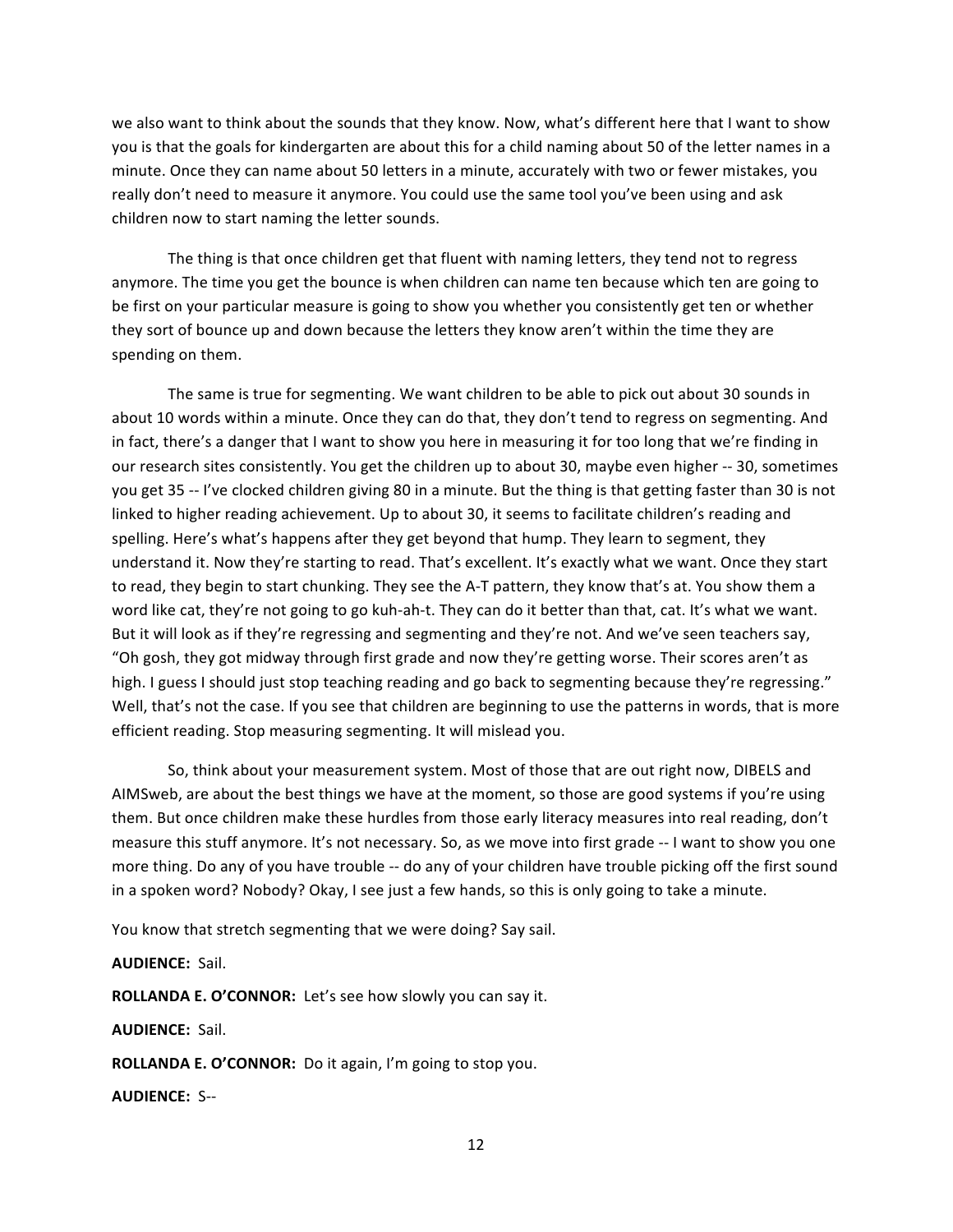we also want to think about the sounds that they know. Now, what's different here that I want to show you is that the goals for kindergarten are about this for a child naming about 50 of the letter names in a minute. Once they can name about 50 letters in a minute, accurately with two or fewer mistakes, you really don't need to measure it anymore. You could use the same tool you've been using and ask children now to start naming the letter sounds.

The thing is that once children get that fluent with naming letters, they tend not to regress anymore. The time you get the bounce is when children can name ten because which ten are going to be first on your particular measure is going to show you whether you consistently get ten or whether they sort of bounce up and down because the letters they know aren't within the time they are spending on them.

The same is true for segmenting. We want children to be able to pick out about 30 sounds in about 10 words within a minute. Once they can do that, they don't tend to regress on segmenting. And in fact, there's a danger that I want to show you here in measuring it for too long that we're finding in our research sites consistently. You get the children up to about 30, maybe even higher -- 30, sometimes you get 35 -- I've clocked children giving 80 in a minute. But the thing is that getting faster than 30 is not linked to higher reading achievement. Up to about 30, it seems to facilitate children's reading and spelling. Here's what's happens after they get beyond that hump. They learn to segment, they understand it. Now they're starting to read. That's excellent. It's exactly what we want. Once they start to read, they begin to start chunking. They see the A-T pattern, they know that's at. You show them a word like cat, they're not going to go kuh-ah-t. They can do it better than that, cat. It's what we want. But it will look as if they're regressing and segmenting and they're not. And we've seen teachers say, "Oh gosh, they got midway through first grade and now they're getting worse. Their scores aren't as high. I guess I should just stop teaching reading and go back to segmenting because they're regressing." Well, that's not the case. If you see that children are beginning to use the patterns in words, that is more efficient reading. Stop measuring segmenting. It will mislead you.

So, think about your measurement system. Most of those that are out right now, DIBELS and AIMSweb, are about the best things we have at the moment, so those are good systems if you're using them. But once children make these hurdles from those early literacy measures into real reading, don't measure this stuff anymore. It's not necessary. So, as we move into first grade -- I want to show you one more thing. Do any of you have trouble -- do any of your children have trouble picking off the first sound in a spoken word? Nobody? Okay, I see just a few hands, so this is only going to take a minute.

You know that stretch segmenting that we were doing? Say sail.

**AUDIENCE:** Sail.

**ROLLANDA E. O'CONNOR:** Let's see how slowly you can say it.

**AUDIENCE:** Sail.

**ROLLANDA E. O'CONNOR:** Do it again, I'm going to stop you.

**AUDIENCE:** S--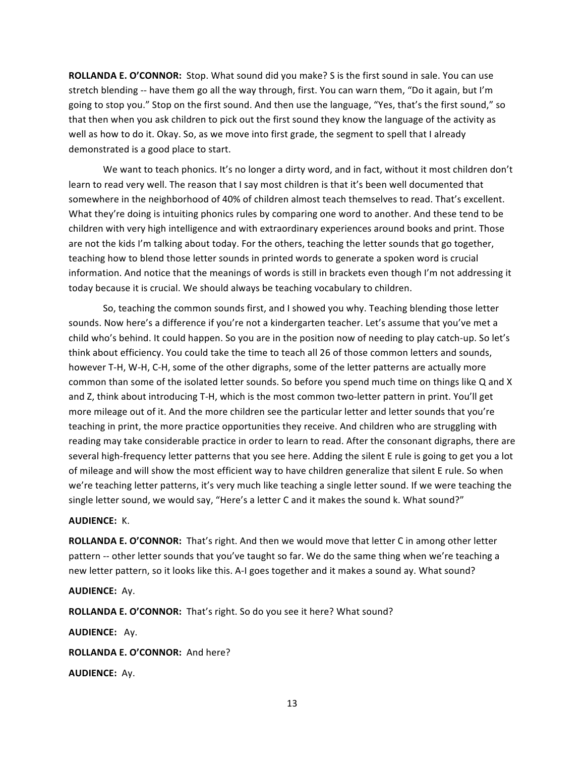**ROLLANDA E. O'CONNOR:** Stop. What sound did you make? S is the first sound in sale. You can use stretch blending -- have them go all the way through, first. You can warn them, "Do it again, but I'm going to stop you." Stop on the first sound. And then use the language, "Yes, that's the first sound," so that then when you ask children to pick out the first sound they know the language of the activity as well as how to do it. Okay. So, as we move into first grade, the segment to spell that I already demonstrated is a good place to start.

We want to teach phonics. It's no longer a dirty word, and in fact, without it most children don't learn to read very well. The reason that I say most children is that it's been well documented that somewhere in the neighborhood of 40% of children almost teach themselves to read. That's excellent. What they're doing is intuiting phonics rules by comparing one word to another. And these tend to be children with very high intelligence and with extraordinary experiences around books and print. Those are not the kids I'm talking about today. For the others, teaching the letter sounds that go together, teaching how to blend those letter sounds in printed words to generate a spoken word is crucial information. And notice that the meanings of words is still in brackets even though I'm not addressing it today because it is crucial. We should always be teaching vocabulary to children.

So, teaching the common sounds first, and I showed you why. Teaching blending those letter sounds. Now here's a difference if you're not a kindergarten teacher. Let's assume that you've met a child who's behind. It could happen. So you are in the position now of needing to play catch-up. So let's think about efficiency. You could take the time to teach all 26 of those common letters and sounds, however T-H, W-H, C-H, some of the other digraphs, some of the letter patterns are actually more common than some of the isolated letter sounds. So before you spend much time on things like Q and X and Z, think about introducing T-H, which is the most common two-letter pattern in print. You'll get more mileage out of it. And the more children see the particular letter and letter sounds that you're teaching in print, the more practice opportunities they receive. And children who are struggling with reading may take considerable practice in order to learn to read. After the consonant digraphs, there are several high-frequency letter patterns that you see here. Adding the silent E rule is going to get you a lot of mileage and will show the most efficient way to have children generalize that silent E rule. So when we're teaching letter patterns, it's very much like teaching a single letter sound. If we were teaching the single letter sound, we would say, "Here's a letter C and it makes the sound k. What sound?"

**AUDIENCE:** K.

**ROLLANDA E. O'CONNOR:** That's right. And then we would move that letter C in among other letter pattern -- other letter sounds that you've taught so far. We do the same thing when we're teaching a new letter pattern, so it looks like this. A-I goes together and it makes a sound ay. What sound?

**AUDIENCE:** Ay.

**ROLLANDA E. O'CONNOR:** That's right. So do you see it here? What sound?

**AUDIENCE:** Ay.

**ROLLANDA E. O'CONNOR:** And here?

**AUDIENCE:** Ay.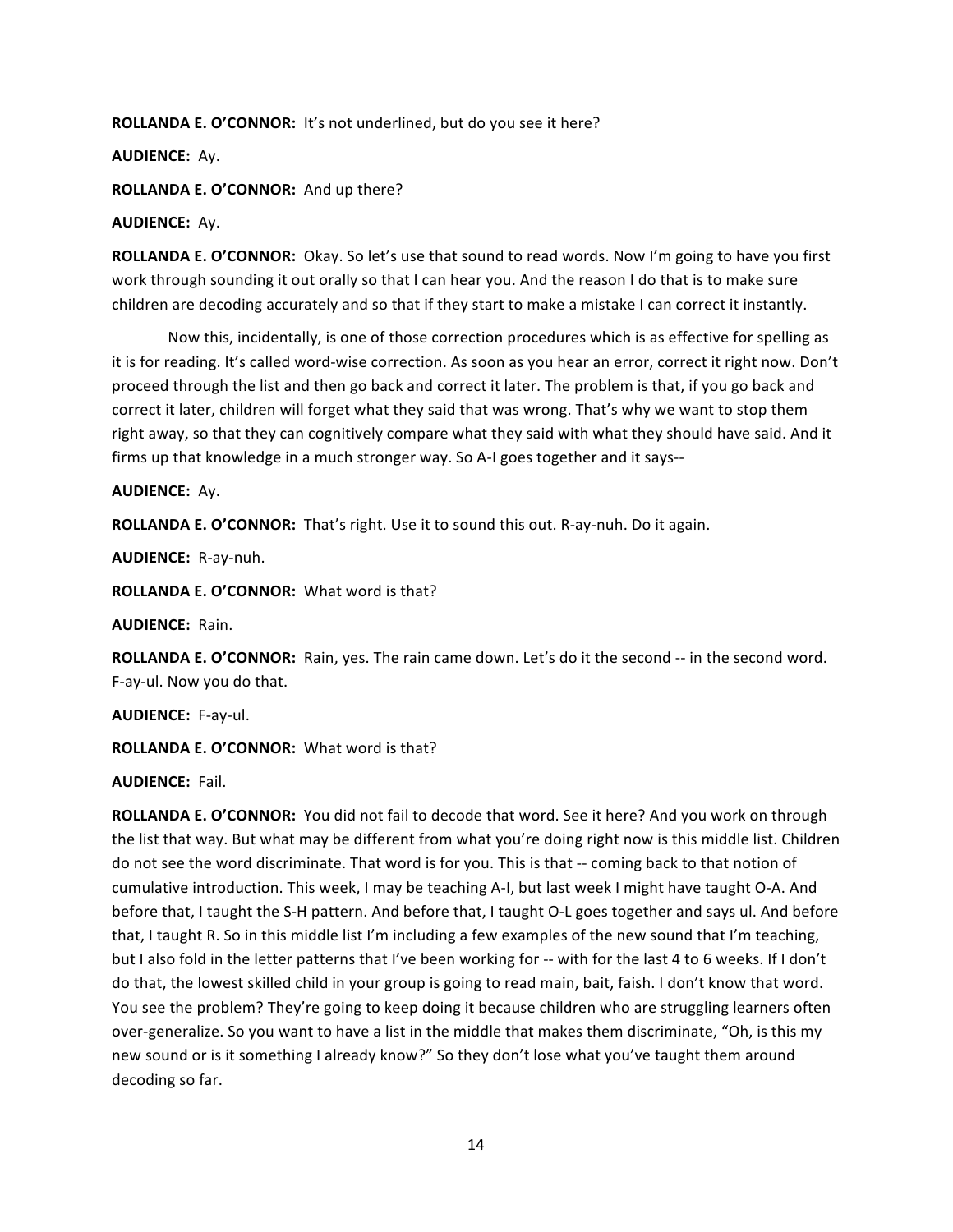**ROLLANDA E. O'CONNOR:** It's not underlined, but do you see it here?

**AUDIENCE:** Ay.

**ROLLANDA E. O'CONNOR:** And up there?

**AUDIENCE:** Ay.

**ROLLANDA E. O'CONNOR:** Okay. So let's use that sound to read words. Now I'm going to have you first work through sounding it out orally so that I can hear you. And the reason I do that is to make sure children are decoding accurately and so that if they start to make a mistake I can correct it instantly.

Now this, incidentally, is one of those correction procedures which is as effective for spelling as it is for reading. It's called word-wise correction. As soon as you hear an error, correct it right now. Don't proceed through the list and then go back and correct it later. The problem is that, if you go back and correct it later, children will forget what they said that was wrong. That's why we want to stop them right away, so that they can cognitively compare what they said with what they should have said. And it firms up that knowledge in a much stronger way. So A-I goes together and it says--

**AUDIENCE:** Ay.

**ROLLANDA E. O'CONNOR:** That's right. Use it to sound this out. R-ay-nuh. Do it again.

**AUDIENCE:** R-ay-nuh.

**ROLLANDA E. O'CONNOR:** What word is that?

**AUDIENCE:** Rain.

**ROLLANDA E. O'CONNOR:** Rain, yes. The rain came down. Let's do it the second -- in the second word. F-ay-ul. Now you do that.

**AUDIENCE:** F-ay-ul.

**ROLLANDA E. O'CONNOR:** What word is that?

**AUDIENCE:** Fail.

**ROLLANDA E. O'CONNOR:** You did not fail to decode that word. See it here? And you work on through the list that way. But what may be different from what you're doing right now is this middle list. Children do not see the word discriminate. That word is for you. This is that -- coming back to that notion of cumulative introduction. This week, I may be teaching A-I, but last week I might have taught O-A. And before that, I taught the S-H pattern. And before that, I taught O-L goes together and says ul. And before that, I taught R. So in this middle list I'm including a few examples of the new sound that I'm teaching, but I also fold in the letter patterns that I've been working for -- with for the last 4 to 6 weeks. If I don't do that, the lowest skilled child in your group is going to read main, bait, faish. I don't know that word. You see the problem? They're going to keep doing it because children who are struggling learners often over-generalize. So you want to have a list in the middle that makes them discriminate, "Oh, is this my new sound or is it something I already know?" So they don't lose what you've taught them around decoding so far.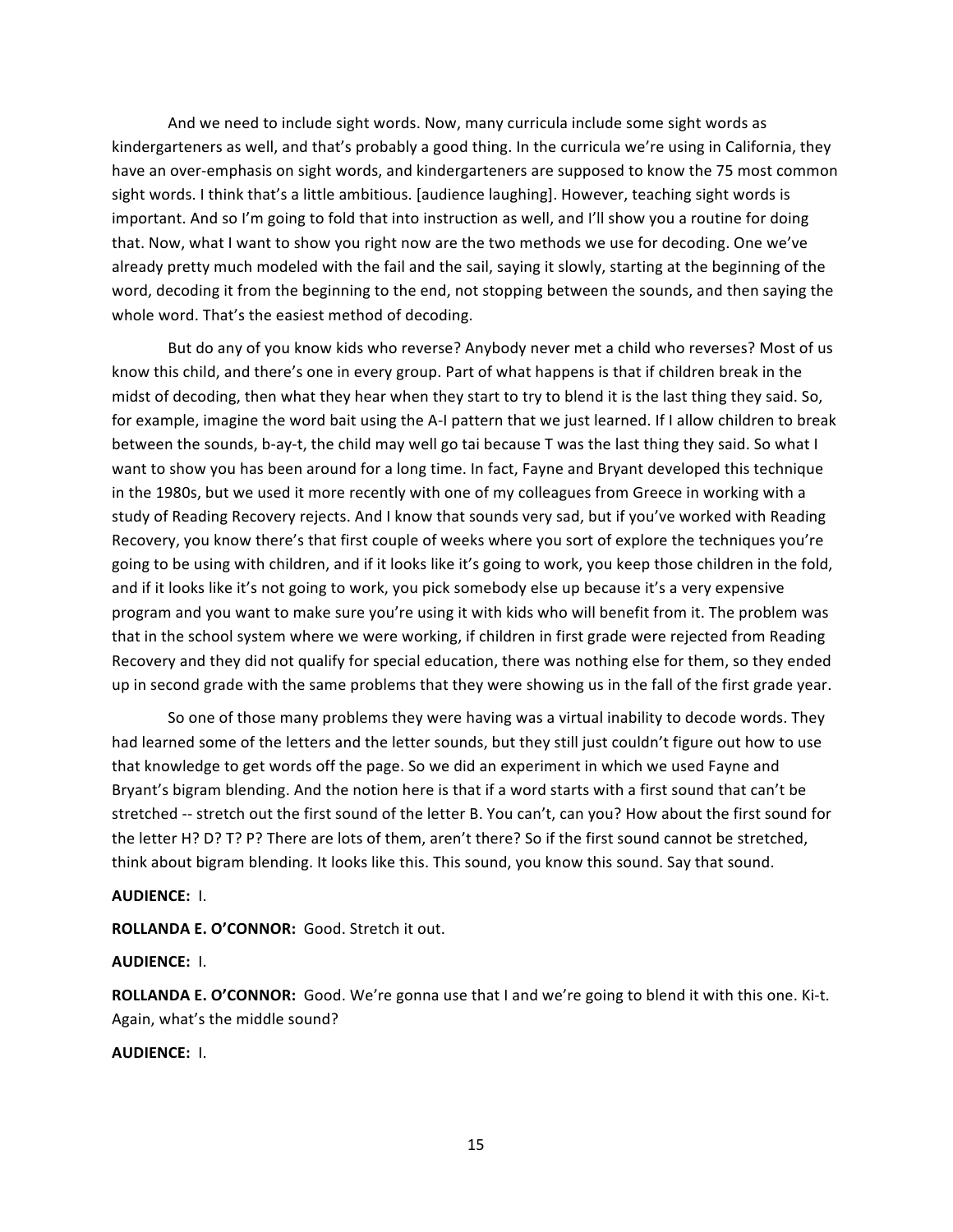And we need to include sight words. Now, many curricula include some sight words as kindergarteners as well, and that's probably a good thing. In the curricula we're using in California, they have an over-emphasis on sight words, and kindergarteners are supposed to know the 75 most common sight words. I think that's a little ambitious. [audience laughing]. However, teaching sight words is important. And so I'm going to fold that into instruction as well, and I'll show you a routine for doing that. Now, what I want to show you right now are the two methods we use for decoding. One we've already pretty much modeled with the fail and the sail, saying it slowly, starting at the beginning of the word, decoding it from the beginning to the end, not stopping between the sounds, and then saying the whole word. That's the easiest method of decoding.

But do any of you know kids who reverse? Anybody never met a child who reverses? Most of us know this child, and there's one in every group. Part of what happens is that if children break in the midst of decoding, then what they hear when they start to try to blend it is the last thing they said. So, for example, imagine the word bait using the A-I pattern that we just learned. If I allow children to break between the sounds, b-ay-t, the child may well go tai because T was the last thing they said. So what I want to show you has been around for a long time. In fact, Fayne and Bryant developed this technique in the 1980s, but we used it more recently with one of my colleagues from Greece in working with a study of Reading Recovery rejects. And I know that sounds very sad, but if you've worked with Reading Recovery, you know there's that first couple of weeks where you sort of explore the techniques you're going to be using with children, and if it looks like it's going to work, you keep those children in the fold, and if it looks like it's not going to work, you pick somebody else up because it's a very expensive program and you want to make sure you're using it with kids who will benefit from it. The problem was that in the school system where we were working, if children in first grade were rejected from Reading Recovery and they did not qualify for special education, there was nothing else for them, so they ended up in second grade with the same problems that they were showing us in the fall of the first grade year.

So one of those many problems they were having was a virtual inability to decode words. They had learned some of the letters and the letter sounds, but they still just couldn't figure out how to use that knowledge to get words off the page. So we did an experiment in which we used Fayne and Bryant's bigram blending. And the notion here is that if a word starts with a first sound that can't be stretched -- stretch out the first sound of the letter B. You can't, can you? How about the first sound for the letter H? D? T? P? There are lots of them, aren't there? So if the first sound cannot be stretched, think about bigram blending. It looks like this. This sound, you know this sound. Say that sound.

**AUDIENCE:** I.

**ROLLANDA E. O'CONNOR:** Good. Stretch it out.

**AUDIENCE:** I.

**ROLLANDA E. O'CONNOR:** Good. We're gonna use that I and we're going to blend it with this one. Ki-t. Again, what's the middle sound?

**AUDIENCE:** I.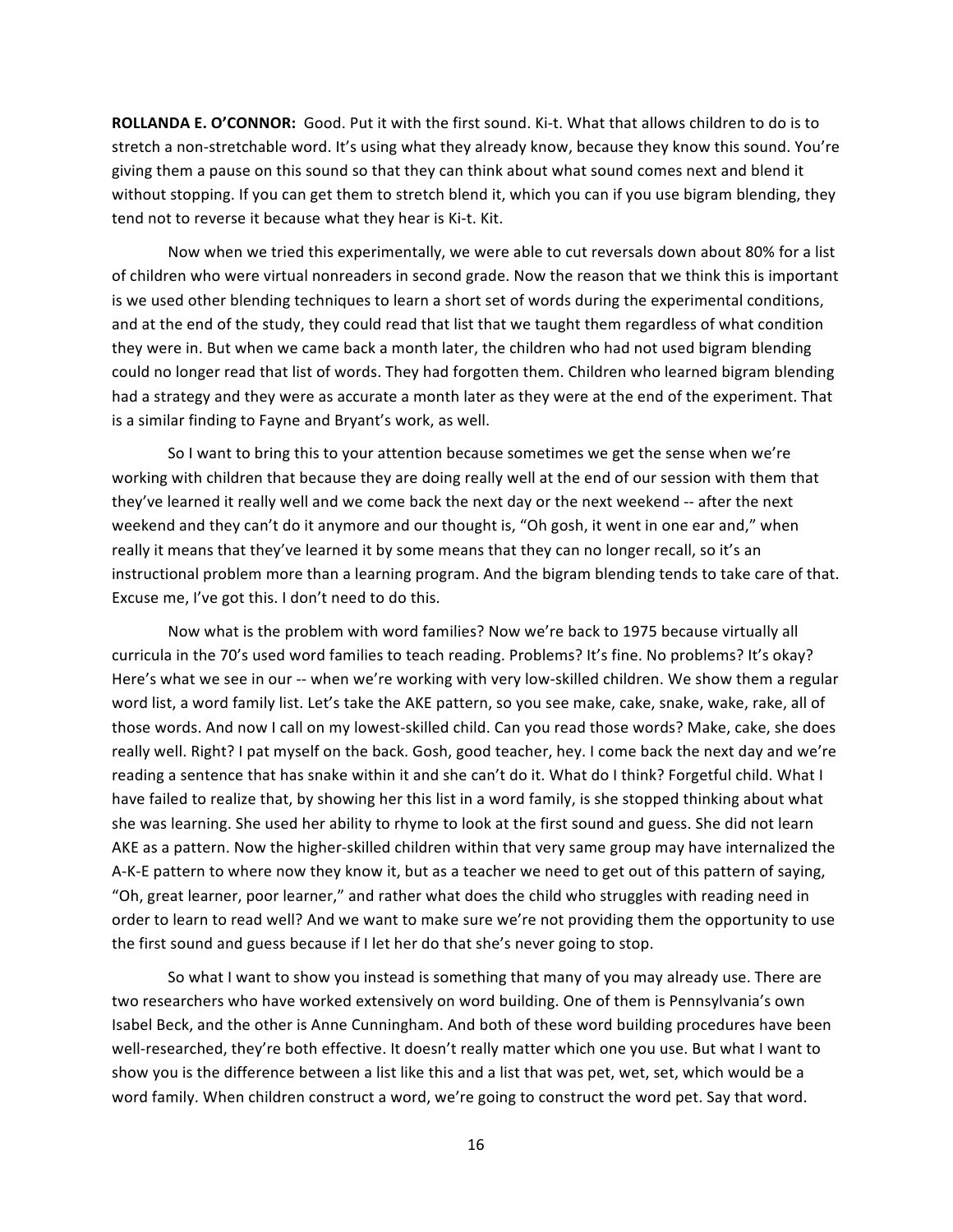**ROLLANDA E. O'CONNOR:** Good. Put it with the first sound. Ki-t. What that allows children to do is to stretch a non-stretchable word. It's using what they already know, because they know this sound. You're giving them a pause on this sound so that they can think about what sound comes next and blend it without stopping. If you can get them to stretch blend it, which you can if you use bigram blending, they tend not to reverse it because what they hear is Ki-t. Kit.

Now when we tried this experimentally, we were able to cut reversals down about 80% for a list of children who were virtual nonreaders in second grade. Now the reason that we think this is important is we used other blending techniques to learn a short set of words during the experimental conditions, and at the end of the study, they could read that list that we taught them regardless of what condition they were in. But when we came back a month later, the children who had not used bigram blending could no longer read that list of words. They had forgotten them. Children who learned bigram blending had a strategy and they were as accurate a month later as they were at the end of the experiment. That is a similar finding to Fayne and Bryant's work, as well.

So I want to bring this to your attention because sometimes we get the sense when we're working with children that because they are doing really well at the end of our session with them that they've learned it really well and we come back the next day or the next weekend -- after the next weekend and they can't do it anymore and our thought is, "Oh gosh, it went in one ear and," when really it means that they've learned it by some means that they can no longer recall, so it's an instructional problem more than a learning program. And the bigram blending tends to take care of that. Excuse me, I've got this. I don't need to do this.

Now what is the problem with word families? Now we're back to 1975 because virtually all curricula in the 70's used word families to teach reading. Problems? It's fine. No problems? It's okay? Here's what we see in our -- when we're working with very low-skilled children. We show them a regular word list, a word family list. Let's take the AKE pattern, so you see make, cake, snake, wake, rake, all of those words. And now I call on my lowest-skilled child. Can you read those words? Make, cake, she does really well. Right? I pat myself on the back. Gosh, good teacher, hey. I come back the next day and we're reading a sentence that has snake within it and she can't do it. What do I think? Forgetful child. What I have failed to realize that, by showing her this list in a word family, is she stopped thinking about what she was learning. She used her ability to rhyme to look at the first sound and guess. She did not learn AKE as a pattern. Now the higher-skilled children within that very same group may have internalized the A-K-E pattern to where now they know it, but as a teacher we need to get out of this pattern of saying, "Oh, great learner, poor learner," and rather what does the child who struggles with reading need in order to learn to read well? And we want to make sure we're not providing them the opportunity to use the first sound and guess because if I let her do that she's never going to stop.

So what I want to show you instead is something that many of you may already use. There are two researchers who have worked extensively on word building. One of them is Pennsylvania's own Isabel Beck, and the other is Anne Cunningham. And both of these word building procedures have been well-researched, they're both effective. It doesn't really matter which one you use. But what I want to show you is the difference between a list like this and a list that was pet, wet, set, which would be a word family. When children construct a word, we're going to construct the word pet. Say that word.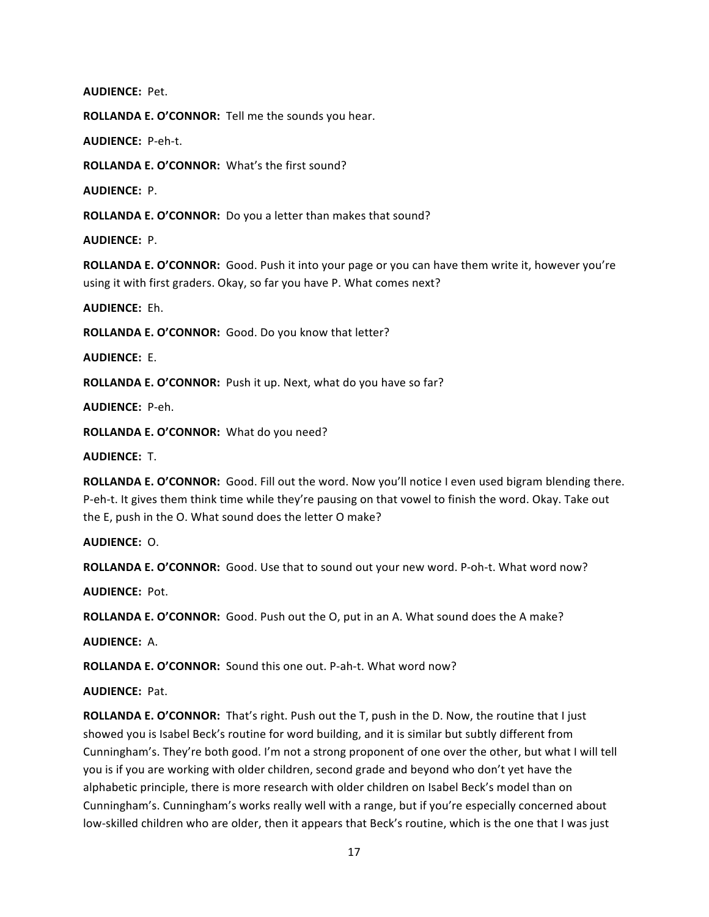**AUDIENCE:** Pet.

**ROLLANDA E. O'CONNOR:** Tell me the sounds you hear.

**AUDIENCE:** P-eh-t.

**ROLLANDA E. O'CONNOR:** What's the first sound?

**AUDIENCE:** P.

**ROLLANDA E. O'CONNOR:** Do you a letter than makes that sound?

**AUDIENCE:** P.

**ROLLANDA E. O'CONNOR:** Good. Push it into your page or you can have them write it, however you're using it with first graders. Okay, so far you have P. What comes next?

**AUDIENCE:** Eh.

**ROLLANDA E. O'CONNOR:** Good. Do you know that letter?

**AUDIENCE:** E.

**ROLLANDA E. O'CONNOR:** Push it up. Next, what do you have so far?

**AUDIENCE:** P-eh.

**ROLLANDA E. O'CONNOR:** What do you need?

**AUDIENCE:** T.

**ROLLANDA E. O'CONNOR:** Good. Fill out the word. Now you'll notice I even used bigram blending there. P-eh-t. It gives them think time while they're pausing on that vowel to finish the word. Okay. Take out the E, push in the O. What sound does the letter O make?

**AUDIENCE:** O.

**ROLLANDA E. O'CONNOR:** Good. Use that to sound out your new word. P-oh-t. What word now?

**AUDIENCE:** Pot.

**ROLLANDA E. O'CONNOR:** Good. Push out the O, put in an A. What sound does the A make?

**AUDIENCE:** A.

**ROLLANDA E. O'CONNOR:** Sound this one out. P-ah-t. What word now?

**AUDIENCE:** Pat.

**ROLLANDA E. O'CONNOR:** That's right. Push out the T, push in the D. Now, the routine that I just showed you is Isabel Beck's routine for word building, and it is similar but subtly different from Cunningham's. They're both good. I'm not a strong proponent of one over the other, but what I will tell you is if you are working with older children, second grade and beyond who don't yet have the alphabetic principle, there is more research with older children on Isabel Beck's model than on Cunningham's. Cunningham's works really well with a range, but if you're especially concerned about low-skilled children who are older, then it appears that Beck's routine, which is the one that I was just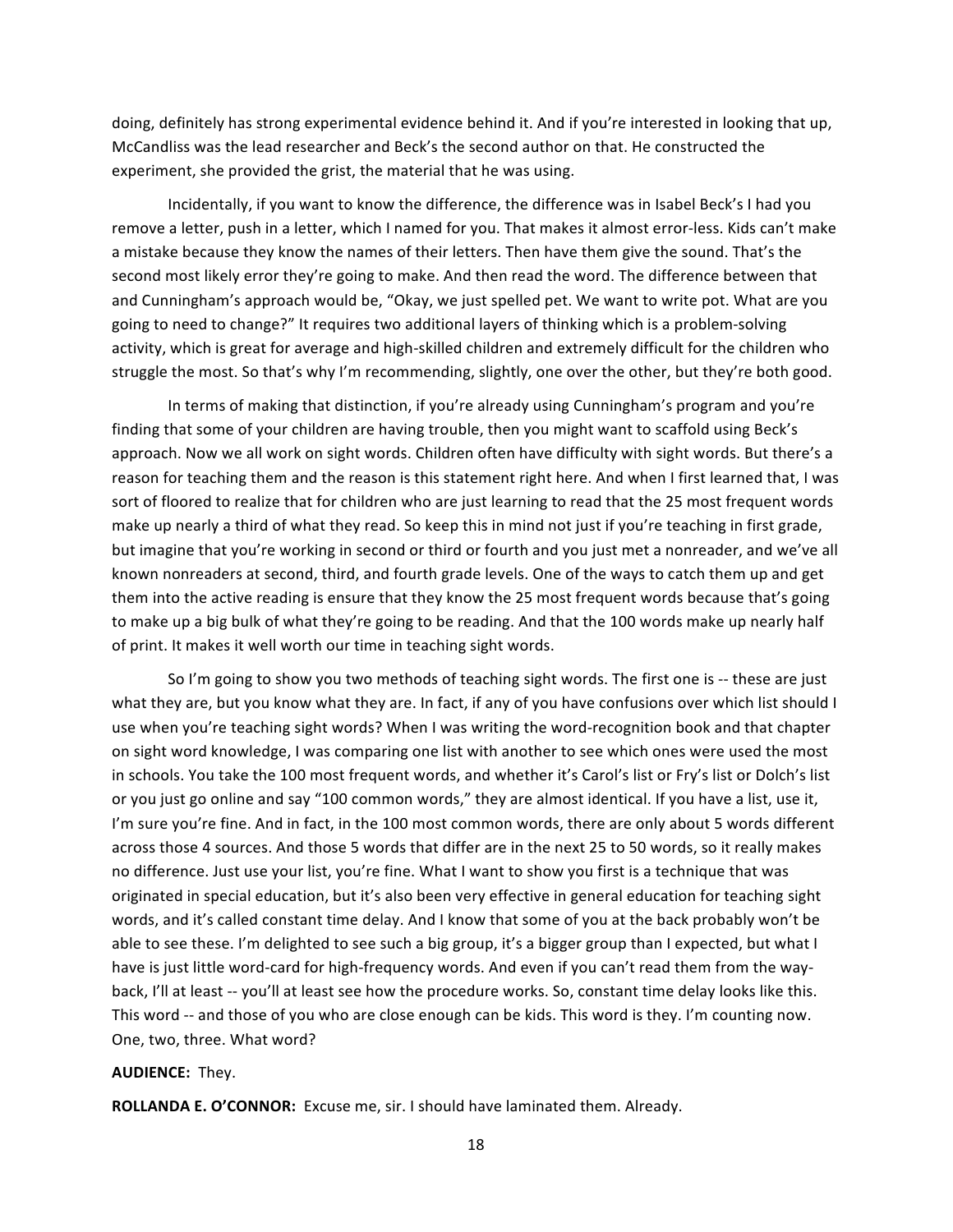doing, definitely has strong experimental evidence behind it. And if you're interested in looking that up, McCandliss was the lead researcher and Beck's the second author on that. He constructed the experiment, she provided the grist, the material that he was using.

Incidentally, if you want to know the difference, the difference was in Isabel Beck's I had you remove a letter, push in a letter, which I named for you. That makes it almost error-less. Kids can't make a mistake because they know the names of their letters. Then have them give the sound. That's the second most likely error they're going to make. And then read the word. The difference between that and Cunningham's approach would be, "Okay, we just spelled pet. We want to write pot. What are you going to need to change?" It requires two additional layers of thinking which is a problem-solving activity, which is great for average and high-skilled children and extremely difficult for the children who struggle the most. So that's why I'm recommending, slightly, one over the other, but they're both good.

In terms of making that distinction, if you're already using Cunningham's program and you're finding that some of your children are having trouble, then you might want to scaffold using Beck's approach. Now we all work on sight words. Children often have difficulty with sight words. But there's a reason for teaching them and the reason is this statement right here. And when I first learned that, I was sort of floored to realize that for children who are just learning to read that the 25 most frequent words make up nearly a third of what they read. So keep this in mind not just if you're teaching in first grade, but imagine that you're working in second or third or fourth and you just met a nonreader, and we've all known nonreaders at second, third, and fourth grade levels. One of the ways to catch them up and get them into the active reading is ensure that they know the 25 most frequent words because that's going to make up a big bulk of what they're going to be reading. And that the 100 words make up nearly half of print. It makes it well worth our time in teaching sight words.

So I'm going to show you two methods of teaching sight words. The first one is -- these are just what they are, but you know what they are. In fact, if any of you have confusions over which list should I use when you're teaching sight words? When I was writing the word-recognition book and that chapter on sight word knowledge, I was comparing one list with another to see which ones were used the most in schools. You take the 100 most frequent words, and whether it's Carol's list or Fry's list or Dolch's list or you just go online and say "100 common words," they are almost identical. If you have a list, use it, I'm sure you're fine. And in fact, in the 100 most common words, there are only about 5 words different across those 4 sources. And those 5 words that differ are in the next 25 to 50 words, so it really makes no difference. Just use your list, you're fine. What I want to show you first is a technique that was originated in special education, but it's also been very effective in general education for teaching sight words, and it's called constant time delay. And I know that some of you at the back probably won't be able to see these. I'm delighted to see such a big group, it's a bigger group than I expected, but what I have is just little word-card for high-frequency words. And even if you can't read them from the way-back, I'll at least -- you'll at least see how the procedure works. So, constant time delay looks like this. This word -- and those of you who are close enough can be kids. This word is they. I'm counting now. One, two, three. What word?

**AUDIENCE:** They.

**ROLLANDA E. O'CONNOR:** Excuse me, sir. I should have laminated them. Already.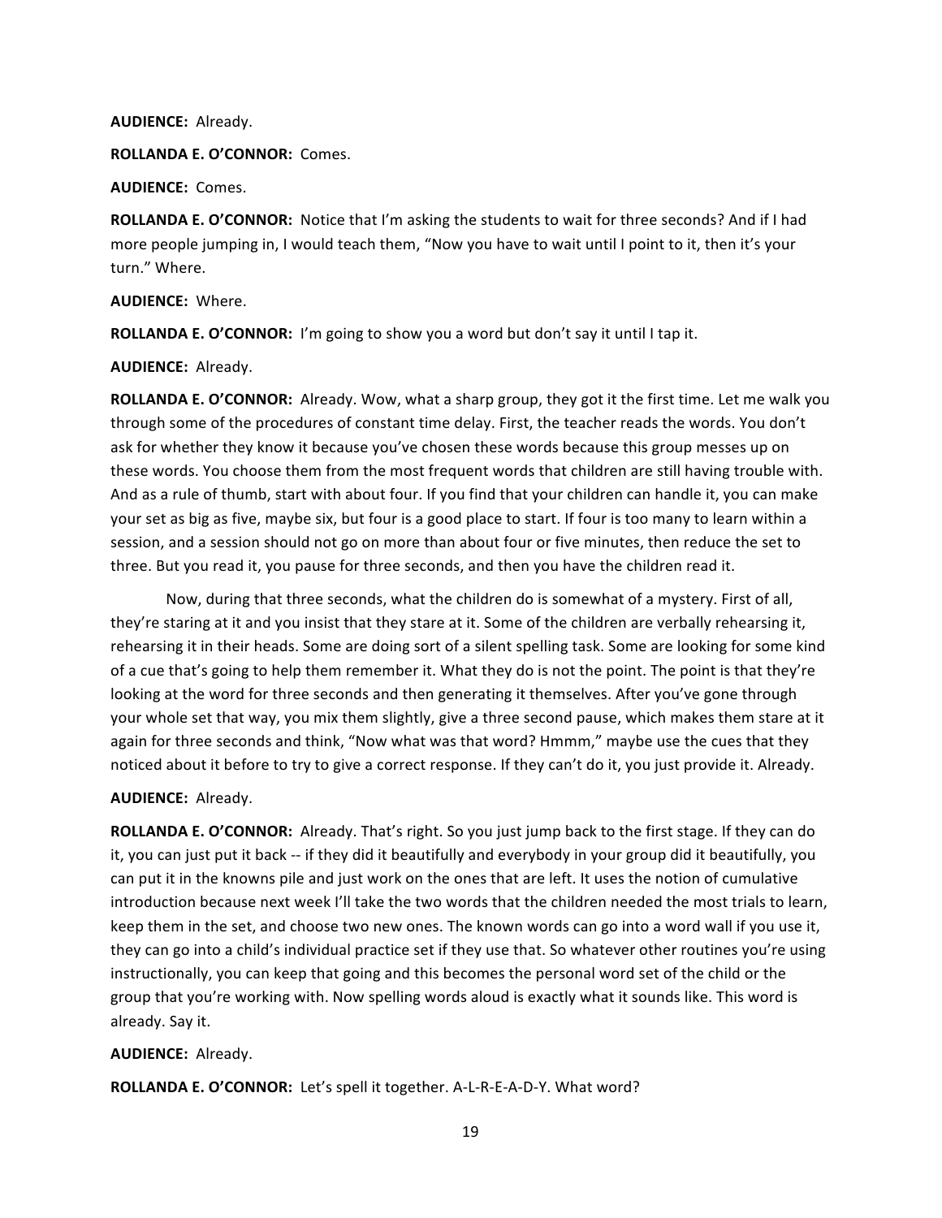**AUDIENCE:** Already.

**ROLLANDA E. O'CONNOR:** Comes.

**AUDIENCE:** Comes.

**ROLLANDA E. O'CONNOR:** Notice that I'm asking the students to wait for three seconds? And if I had more people jumping in, I would teach them, "Now you have to wait until I point to it, then it's your turn." Where.

**AUDIENCE:** Where.

**ROLLANDA E. O'CONNOR:** I'm going to show you a word but don't say it until I tap it.

**AUDIENCE:** Already.

**ROLLANDA E. O'CONNOR:** Already. Wow, what a sharp group, they got it the first time. Let me walk you through some of the procedures of constant time delay. First, the teacher reads the words. You don't ask for whether they know it because you've chosen these words because this group messes up on these words. You choose them from the most frequent words that children are still having trouble with. And as a rule of thumb, start with about four. If you find that your children can handle it, you can make your set as big as five, maybe six, but four is a good place to start. If four is too many to learn within a session, and a session should not go on more than about four or five minutes, then reduce the set to three. But you read it, you pause for three seconds, and then you have the children read it.

Now, during that three seconds, what the children do is somewhat of a mystery. First of all, they're staring at it and you insist that they stare at it. Some of the children are verbally rehearsing it, rehearsing it in their heads. Some are doing sort of a silent spelling task. Some are looking for some kind of a cue that's going to help them remember it. What they do is not the point. The point is that they're looking at the word for three seconds and then generating it themselves. After you've gone through your whole set that way, you mix them slightly, give a three second pause, which makes them stare at it again for three seconds and think, "Now what was that word? Hmmm," maybe use the cues that they noticed about it before to try to give a correct response. If they can't do it, you just provide it. Already.

**AUDIENCE:** Already.

**ROLLANDA E. O'CONNOR:** Already. That's right. So you just jump back to the first stage. If they can do it, you can just put it back -- if they did it beautifully and everybody in your group did it beautifully, you can put it in the knowns pile and just work on the ones that are left. It uses the notion of cumulative introduction because next week I'll take the two words that the children needed the most trials to learn, keep them in the set, and choose two new ones. The known words can go into a word wall if you use it, they can go into a child's individual practice set if they use that. So whatever other routines you're using instructionally, you can keep that going and this becomes the personal word set of the child or the group that you're working with. Now spelling words aloud is exactly what it sounds like. This word is already. Say it.

**AUDIENCE:** Already.

**ROLLANDA E. O'CONNOR:** Let's spell it together. A-L-R-E-A-D-Y. What word?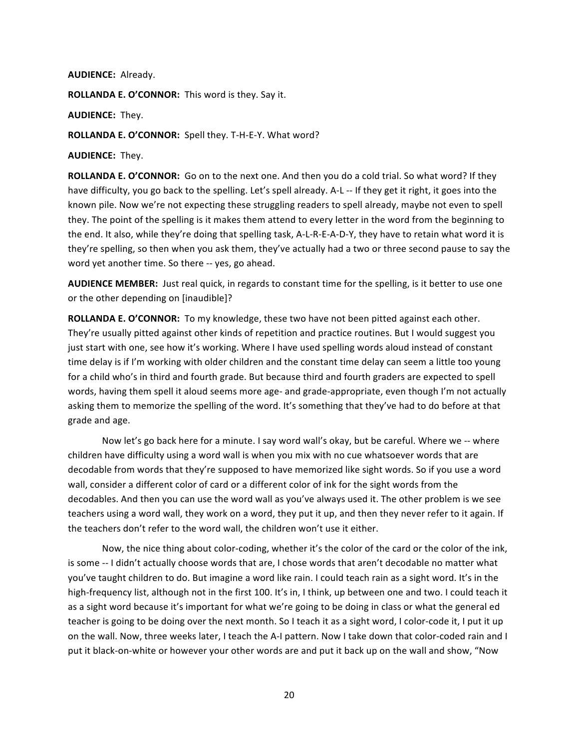**AUDIENCE:** Already.

**ROLLANDA E. O'CONNOR:** This word is they. Say it.

**AUDIENCE:** They.

**ROLLANDA E. O'CONNOR:** Spell they. T-H-E-Y. What word?

**AUDIENCE:** They.

**ROLLANDA E. O'CONNOR:** Go on to the next one. And then you do a cold trial. So what word? If they have difficulty, you go back to the spelling. Let's spell already. A-L -- If they get it right, it goes into the known pile. Now we're not expecting these struggling readers to spell already, maybe not even to spell they. The point of the spelling is it makes them attend to every letter in the word from the beginning to the end. It also, while they're doing that spelling task, A-L-R-E-A-D-Y, they have to retain what word it is they're spelling, so then when you ask them, they've actually had a two or three second pause to say the word yet another time. So there -- yes, go ahead.

**AUDIENCE MEMBER:** Just real quick, in regards to constant time for the spelling, is it better to use one or the other depending on [inaudible]?

**ROLLANDA E. O'CONNOR:** To my knowledge, these two have not been pitted against each other. They're usually pitted against other kinds of repetition and practice routines. But I would suggest you just start with one, see how it's working. Where I have used spelling words aloud instead of constant time delay is if I'm working with older children and the constant time delay can seem a little too young for a child who's in third and fourth grade. But because third and fourth graders are expected to spell words, having them spell it aloud seems more age- and grade-appropriate, even though I'm not actually asking them to memorize the spelling of the word. It's something that they've had to do before at that grade and age.

Now let's go back here for a minute. I say word wall's okay, but be careful. Where we -- where children have difficulty using a word wall is when you mix with no cue whatsoever words that are decodable from words that they're supposed to have memorized like sight words. So if you use a word wall, consider a different color of card or a different color of ink for the sight words from the decodables. And then you can use the word wall as you've always used it. The other problem is we see teachers using a word wall, they work on a word, they put it up, and then they never refer to it again. If the teachers don't refer to the word wall, the children won't use it either.

Now, the nice thing about color-coding, whether it's the color of the card or the color of the ink, is some -- I didn't actually choose words that are, I chose words that aren't decodable no matter what you've taught children to do. But imagine a word like rain. I could teach rain as a sight word. It's in the high-frequency list, although not in the first 100. It's in, I think, up between one and two. I could teach it as a sight word because it's important for what we're going to be doing in class or what the general ed teacher is going to be doing over the next month. So I teach it as a sight word, I color-code it, I put it up on the wall. Now, three weeks later, I teach the A-I pattern. Now I take down that color-coded rain and I put it black-on-white or however your other words are and put it back up on the wall and show, "Now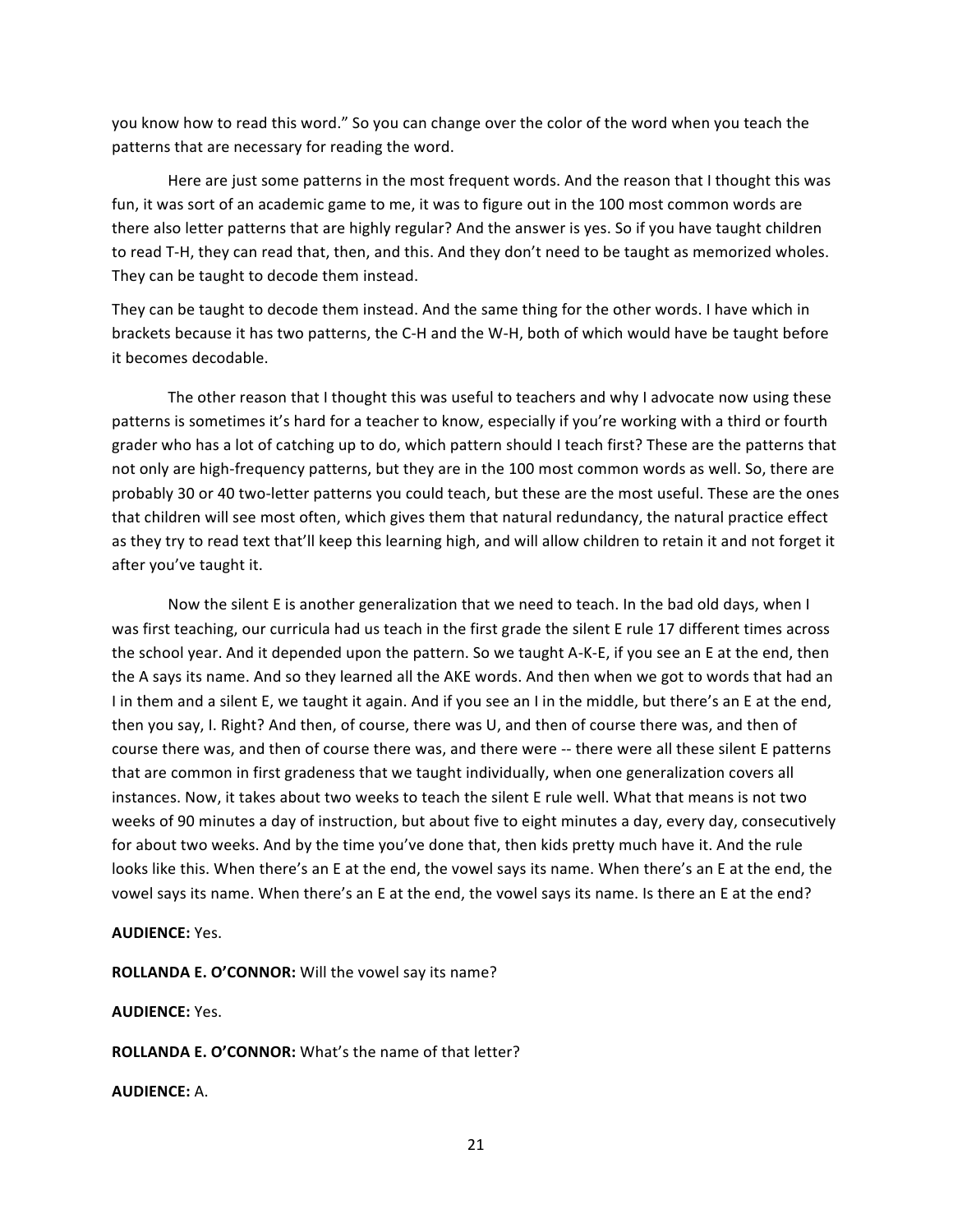you know how to read this word." So you can change over the color of the word when you teach the patterns that are necessary for reading the word.

Here are just some patterns in the most frequent words. And the reason that I thought this was fun, it was sort of an academic game to me, it was to figure out in the 100 most common words are there also letter patterns that are highly regular? And the answer is yes. So if you have taught children to read T-H, they can read that, then, and this. And they don't need to be taught as memorized wholes. They can be taught to decode them instead.

They can be taught to decode them instead. And the same thing for the other words. I have which in brackets because it has two patterns, the C-H and the W-H, both of which would have be taught before it becomes decodable.

The other reason that I thought this was useful to teachers and why I advocate now using these patterns is sometimes it's hard for a teacher to know, especially if you're working with a third or fourth grader who has a lot of catching up to do, which pattern should I teach first? These are the patterns that not only are high-frequency patterns, but they are in the 100 most common words as well. So, there are probably 30 or 40 two-letter patterns you could teach, but these are the most useful. These are the ones that children will see most often, which gives them that natural redundancy, the natural practice effect as they try to read text that'll keep this learning high, and will allow children to retain it and not forget it after you've taught it.

Now the silent E is another generalization that we need to teach. In the bad old days, when I was first teaching, our curricula had us teach in the first grade the silent E rule 17 different times across the school year. And it depended upon the pattern. So we taught A-K-E, if you see an E at the end, then the A says its name. And so they learned all the AKE words. And then when we got to words that had an I in them and a silent E, we taught it again. And if you see an I in the middle, but there's an E at the end, then you say, I. Right? And then, of course, there was U, and then of course there was, and then of course there was, and then of course there was, and there were -- there were all these silent E patterns that are common in first gradeness that we taught individually, when one generalization covers all instances. Now, it takes about two weeks to teach the silent E rule well. What that means is not two weeks of 90 minutes a day of instruction, but about five to eight minutes a day, every day, consecutively for about two weeks. And by the time you've done that, then kids pretty much have it. And the rule looks like this. When there's an E at the end, the vowel says its name. When there's an E at the end, the vowel says its name. When there's an E at the end, the vowel says its name. Is there an E at the end?

**AUDIENCE:** Yes.

**ROLLANDA E. O'CONNOR:** Will the vowel say its name?

**AUDIENCE:** Yes.

**ROLLANDA E. O'CONNOR:** What's the name of that letter?

**AUDIENCE:** A.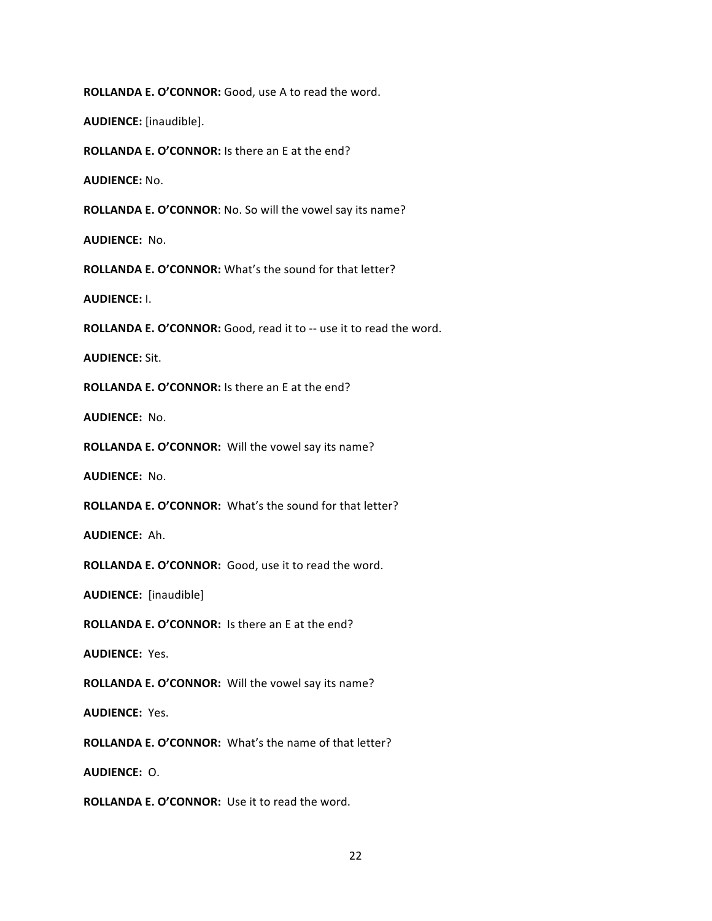**ROLLANDA E. O'CONNOR:** Good, use A to read the word.

**AUDIENCE:** [inaudible].

**ROLLANDA E. O'CONNOR:** Is there an E at the end?

**AUDIENCE:** No.

**ROLLANDA E. O'CONNOR**: No. So will the vowel say its name?

**AUDIENCE:** No.

**ROLLANDA E. O'CONNOR:** What's the sound for that letter?

**AUDIENCE:** I.

**ROLLANDA E. O'CONNOR:** Good, read it to -- use it to read the word.

**AUDIENCE:** Sit.

**ROLLANDA E. O'CONNOR:** Is there an E at the end?

**AUDIENCE:** No.

**ROLLANDA E. O'CONNOR:** Will the vowel say its name?

**AUDIENCE:** No.

**ROLLANDA E. O'CONNOR:** What's the sound for that letter?

**AUDIENCE:** Ah.

**ROLLANDA E. O'CONNOR:** Good, use it to read the word.

**AUDIENCE:** [inaudible]

**ROLLANDA E. O'CONNOR:** Is there an E at the end?

**AUDIENCE:** Yes.

**ROLLANDA E. O'CONNOR:** Will the vowel say its name?

**AUDIENCE:** Yes.

**ROLLANDA E. O'CONNOR:** What's the name of that letter?

**AUDIENCE:** O.

**ROLLANDA E. O'CONNOR:** Use it to read the word.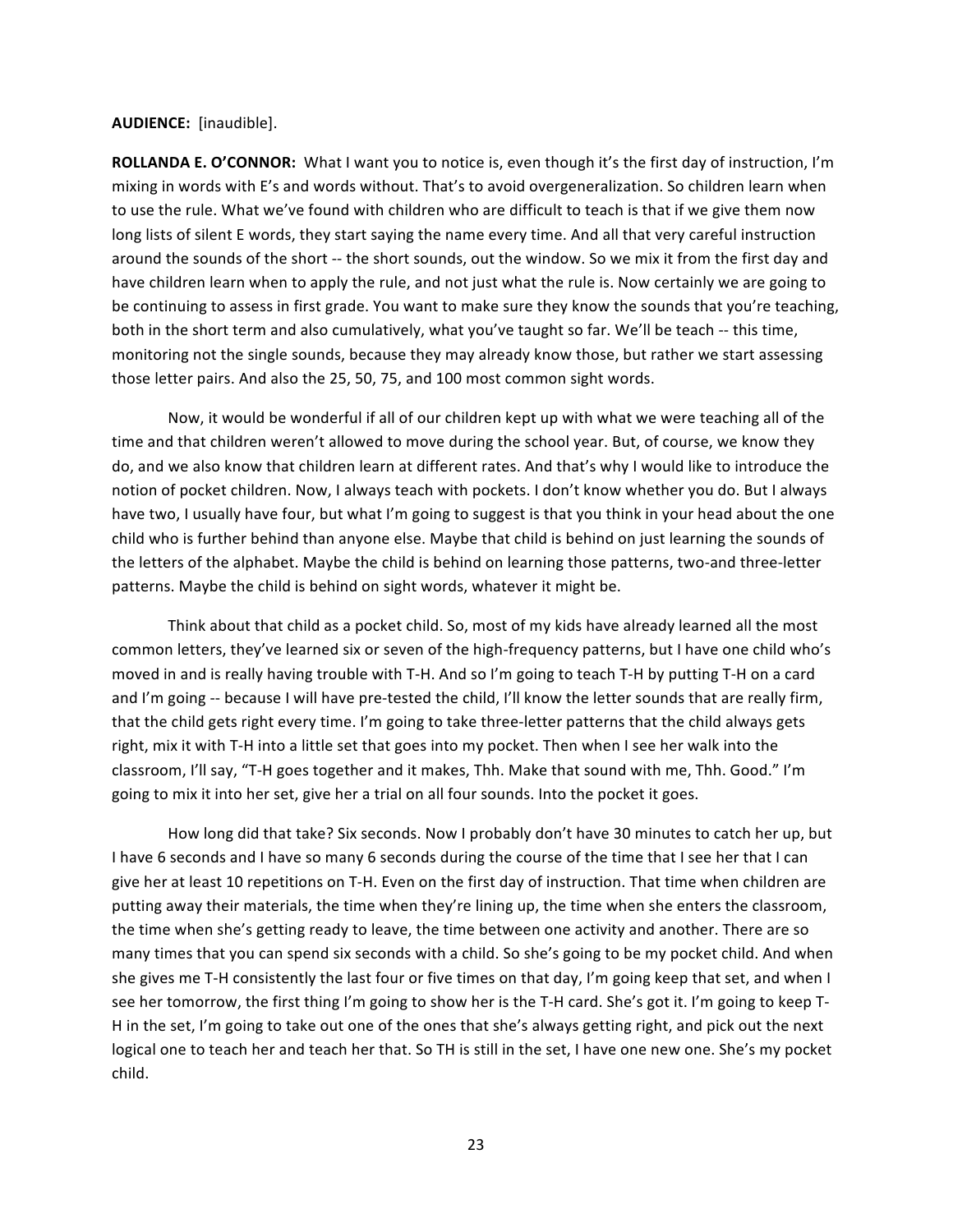**AUDIENCE:** [inaudible].

**ROLLANDA E. O'CONNOR:** What I want you to notice is, even though it's the first day of instruction, I'm mixing in words with E's and words without. That's to avoid overgeneralization. So children learn when to use the rule. What we've found with children who are difficult to teach is that if we give them now long lists of silent E words, they start saying the name every time. And all that very careful instruction around the sounds of the short -- the short sounds, out the window. So we mix it from the first day and have children learn when to apply the rule, and not just what the rule is. Now certainly we are going to be continuing to assess in first grade. You want to make sure they know the sounds that you're teaching, both in the short term and also cumulatively, what you've taught so far. We'll be teach -- this time, monitoring not the single sounds, because they may already know those, but rather we start assessing those letter pairs. And also the 25, 50, 75, and 100 most common sight words.

Now, it would be wonderful if all of our children kept up with what we were teaching all of the time and that children weren't allowed to move during the school year. But, of course, we know they do, and we also know that children learn at different rates. And that's why I would like to introduce the notion of pocket children. Now, I always teach with pockets. I don't know whether you do. But I always have two, I usually have four, but what I'm going to suggest is that you think in your head about the one child who is further behind than anyone else. Maybe that child is behind on just learning the sounds of the letters of the alphabet. Maybe the child is behind on learning those patterns, two-and three-letter patterns. Maybe the child is behind on sight words, whatever it might be.

Think about that child as a pocket child. So, most of my kids have already learned all the most common letters, they've learned six or seven of the high-frequency patterns, but I have one child who's moved in and is really having trouble with T-H. And so I'm going to teach T-H by putting T-H on a card and I'm going -- because I will have pre-tested the child, I'll know the letter sounds that are really firm, that the child gets right every time. I'm going to take three-letter patterns that the child always gets right, mix it with T-H into a little set that goes into my pocket. Then when I see her walk into the classroom, I'll say, "T-H goes together and it makes, Thh. Make that sound with me, Thh. Good." I'm going to mix it into her set, give her a trial on all four sounds. Into the pocket it goes.

How long did that take? Six seconds. Now I probably don't have 30 minutes to catch her up, but I have 6 seconds and I have so many 6 seconds during the course of the time that I see her that I can give her at least 10 repetitions on T-H. Even on the first day of instruction. That time when children are putting away their materials, the time when they're lining up, the time when she enters the classroom, the time when she's getting ready to leave, the time between one activity and another. There are so many times that you can spend six seconds with a child. So she's going to be my pocket child. And when she gives me T-H consistently the last four or five times on that day, I'm going keep that set, and when I see her tomorrow, the first thing I'm going to show her is the T-H card. She's got it. I'm going to keep T-H in the set, I'm going to take out one of the ones that she's always getting right, and pick out the next logical one to teach her and teach her that. So TH is still in the set, I have one new one. She's my pocket child.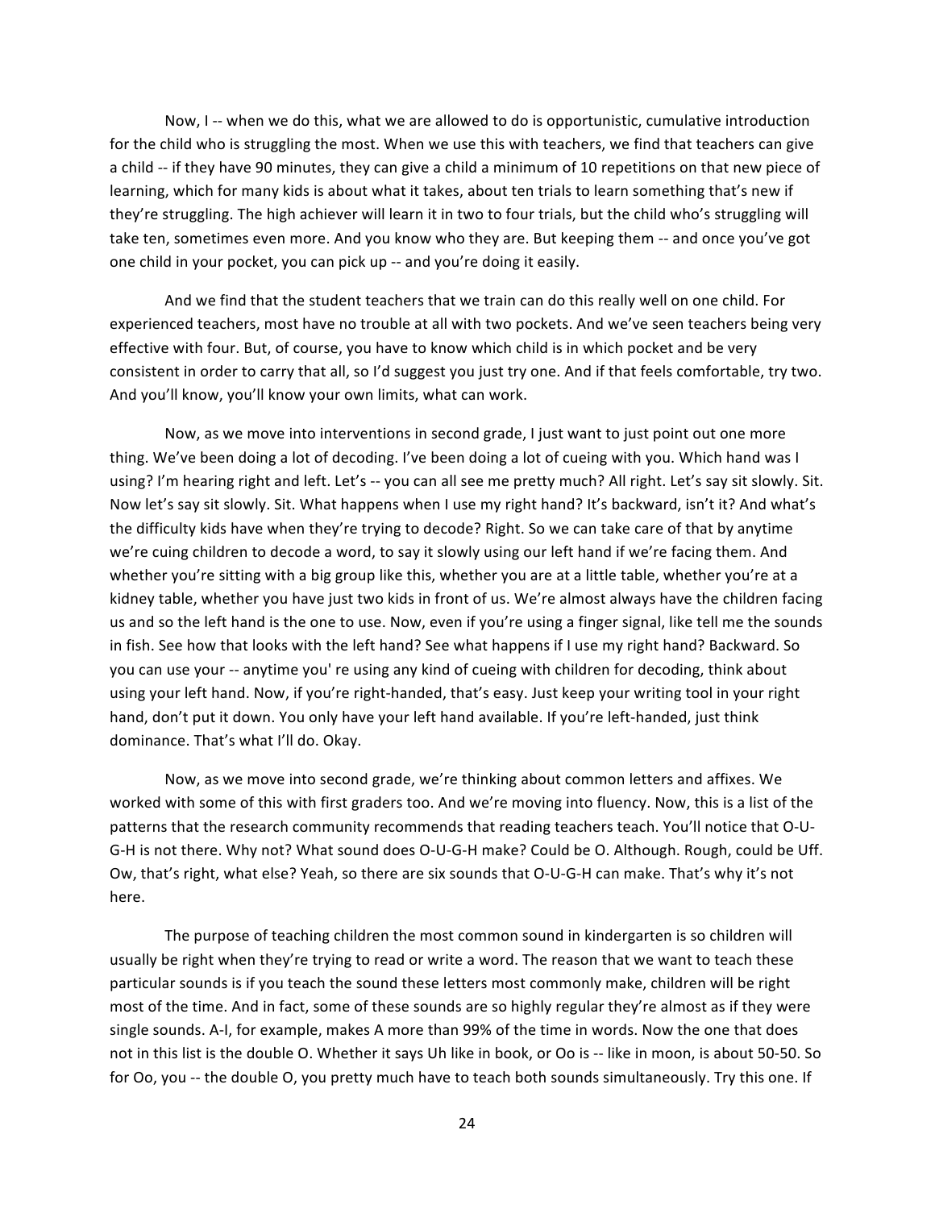Now, I -- when we do this, what we are allowed to do is opportunistic, cumulative introduction for the child who is struggling the most. When we use this with teachers, we find that teachers can give a child -- if they have 90 minutes, they can give a child a minimum of 10 repetitions on that new piece of learning, which for many kids is about what it takes, about ten trials to learn something that's new if they're struggling. The high achiever will learn it in two to four trials, but the child who's struggling will take ten, sometimes even more. And you know who they are. But keeping them -- and once you've got one child in your pocket, you can pick up -- and you're doing it easily.

And we find that the student teachers that we train can do this really well on one child. For experienced teachers, most have no trouble at all with two pockets. And we've seen teachers being very effective with four. But, of course, you have to know which child is in which pocket and be very consistent in order to carry that all, so I'd suggest you just try one. And if that feels comfortable, try two. And you'll know, you'll know your own limits, what can work.

Now, as we move into interventions in second grade, I just want to just point out one more thing. We've been doing a lot of decoding. I've been doing a lot of cueing with you. Which hand was I using? I'm hearing right and left. Let's -- you can all see me pretty much? All right. Let's say sit slowly. Sit. Now let's say sit slowly. Sit. What happens when I use my right hand? It's backward, isn't it? And what's the difficulty kids have when they're trying to decode? Right. So we can take care of that by anytime we're cuing children to decode a word, to say it slowly using our left hand if we're facing them. And whether you're sitting with a big group like this, whether you are at a little table, whether you're at a kidney table, whether you have just two kids in front of us. We're almost always have the children facing us and so the left hand is the one to use. Now, even if you're using a finger signal, like tell me the sounds in fish. See how that looks with the left hand? See what happens if I use my right hand? Backward. So you can use your -- anytime you' re using any kind of cueing with children for decoding, think about using your left hand. Now, if you're right-handed, that's easy. Just keep your writing tool in your right hand, don't put it down. You only have your left hand available. If you're left-handed, just think dominance. That's what I'll do. Okay.

Now, as we move into second grade, we're thinking about common letters and affixes. We worked with some of this with first graders too. And we're moving into fluency. Now, this is a list of the patterns that the research community recommends that reading teachers teach. You'll notice that O-U-G-H is not there. Why not? What sound does O-U-G-H make? Could be O. Although. Rough, could be Uff. Ow, that's right, what else? Yeah, so there are six sounds that O-U-G-H can make. That's why it's not here.

The purpose of teaching children the most common sound in kindergarten is so children will usually be right when they're trying to read or write a word. The reason that we want to teach these particular sounds is if you teach the sound these letters most commonly make, children will be right most of the time. And in fact, some of these sounds are so highly regular they're almost as if they were single sounds. A-I, for example, makes A more than 99% of the time in words. Now the one that does not in this list is the double O. Whether it says Uh like in book, or Oo is -- like in moon, is about 50-50. So for Oo, you -- the double O, you pretty much have to teach both sounds simultaneously. Try this one. If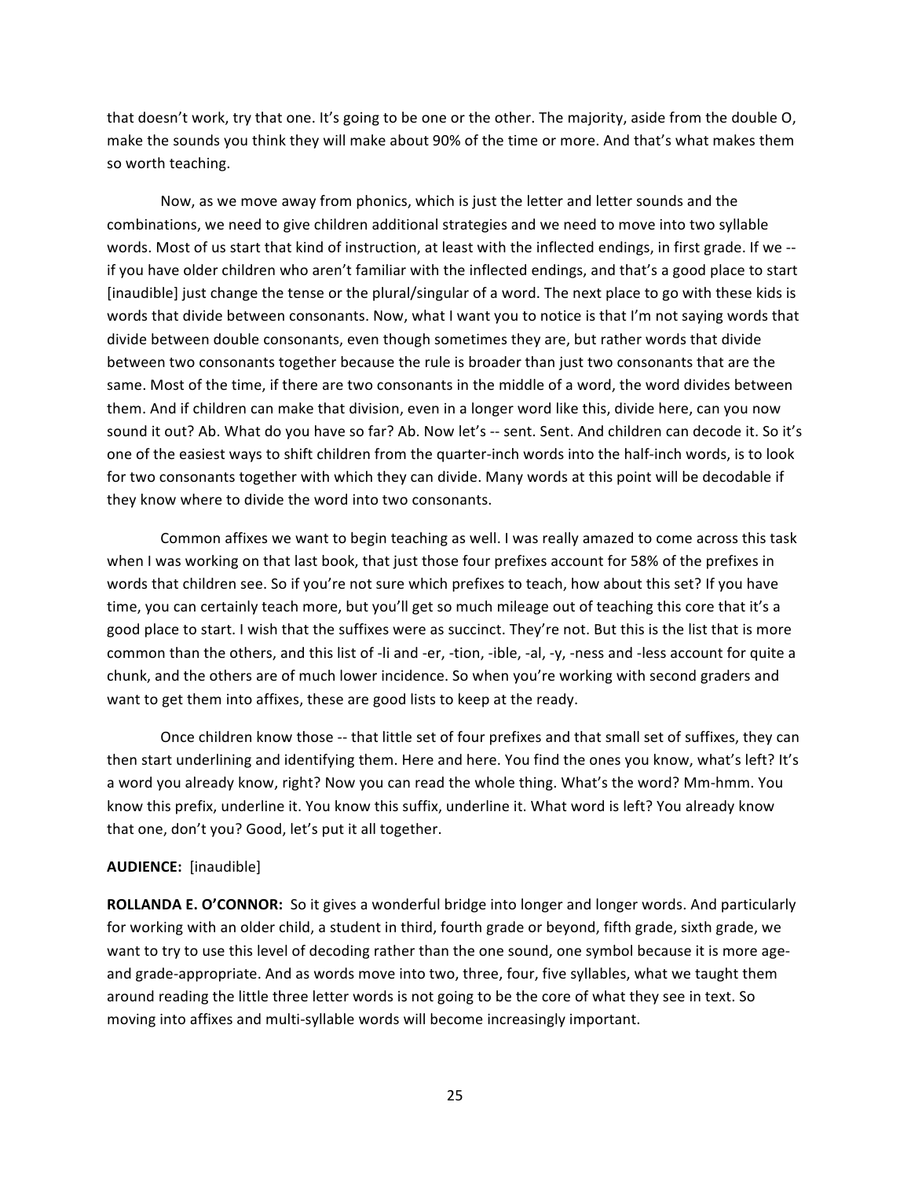that doesn't work, try that one. It's going to be one or the other. The majority, aside from the double O, make the sounds you think they will make about 90% of the time or more. And that's what makes them so worth teaching.

Now, as we move away from phonics, which is just the letter and letter sounds and the combinations, we need to give children additional strategies and we need to move into two syllable words. Most of us start that kind of instruction, at least with the inflected endings, in first grade. If we -- if you have older children who aren't familiar with the inflected endings, and that's a good place to start [inaudible] just change the tense or the plural/singular of a word. The next place to go with these kids is words that divide between consonants. Now, what I want you to notice is that I'm not saying words that divide between double consonants, even though sometimes they are, but rather words that divide between two consonants together because the rule is broader than just two consonants that are the same. Most of the time, if there are two consonants in the middle of a word, the word divides between them. And if children can make that division, even in a longer word like this, divide here, can you now sound it out? Ab. What do you have so far? Ab. Now let's -- sent. Sent. And children can decode it. So it's one of the easiest ways to shift children from the quarter-inch words into the half-inch words, is to look for two consonants together with which they can divide. Many words at this point will be decodable if they know where to divide the word into two consonants.

Common affixes we want to begin teaching as well. I was really amazed to come across this task when I was working on that last book, that just those four prefixes account for 58% of the prefixes in words that children see. So if you're not sure which prefixes to teach, how about this set? If you have time, you can certainly teach more, but you'll get so much mileage out of teaching this core that it's a good place to start. I wish that the suffixes were as succinct. They're not. But this is the list that is more common than the others, and this list of -li and -er, -tion, -ible, -al, -y, -ness and -less account for quite a chunk, and the others are of much lower incidence. So when you're working with second graders and want to get them into affixes, these are good lists to keep at the ready.

Once children know those -- that little set of four prefixes and that small set of suffixes, they can then start underlining and identifying them. Here and here. You find the ones you know, what's left? It's a word you already know, right? Now you can read the whole thing. What's the word? Mm-hmm. You know this prefix, underline it. You know this suffix, underline it. What word is left? You already know that one, don't you? Good, let's put it all together.

**AUDIENCE:** [inaudible]

**ROLLANDA E. O'CONNOR:** So it gives a wonderful bridge into longer and longer words. And particularly for working with an older child, a student in third, fourth grade or beyond, fifth grade, sixth grade, we want to try to use this level of decoding rather than the one sound, one symbol because it is more age- and grade-appropriate. And as words move into two, three, four, five syllables, what we taught them around reading the little three letter words is not going to be the core of what they see in text. So moving into affixes and multi-syllable words will become increasingly important.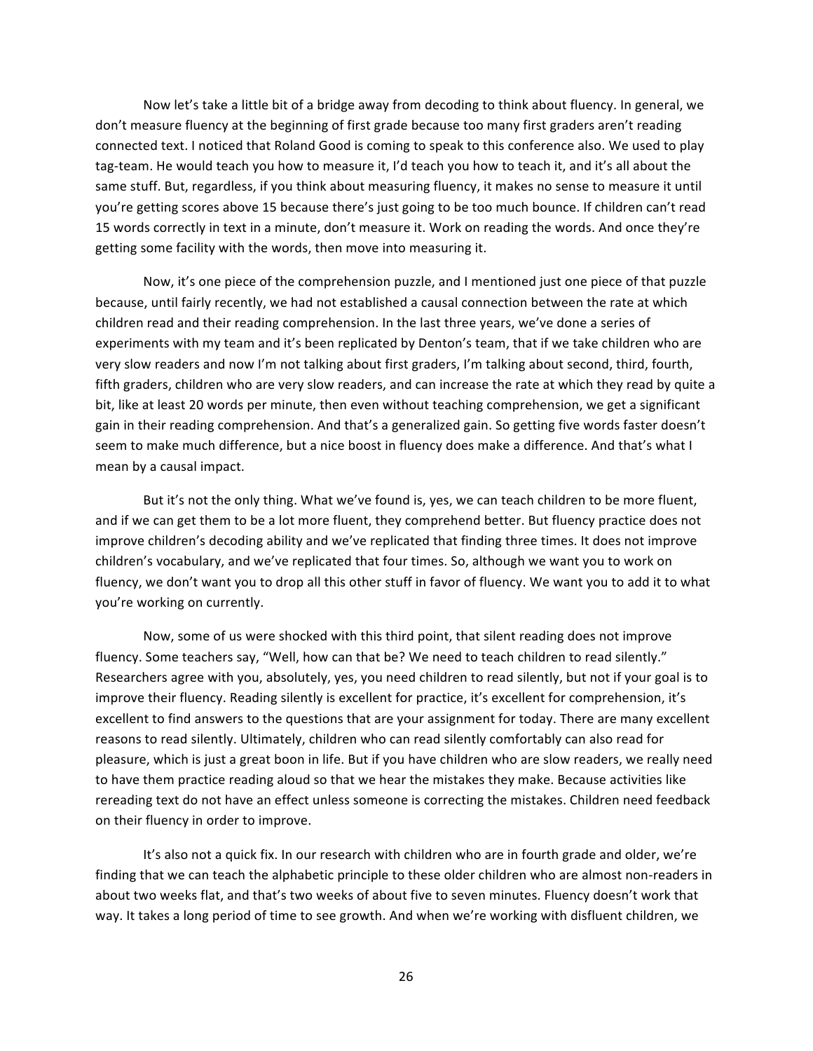Now let's take a little bit of a bridge away from decoding to think about fluency. In general, we don't measure fluency at the beginning of first grade because too many first graders aren't reading connected text. I noticed that Roland Good is coming to speak to this conference also. We used to play tag-team. He would teach you how to measure it, I'd teach you how to teach it, and it's all about the same stuff. But, regardless, if you think about measuring fluency, it makes no sense to measure it until you're getting scores above 15 because there's just going to be too much bounce. If children can't read 15 words correctly in text in a minute, don't measure it. Work on reading the words. And once they're getting some facility with the words, then move into measuring it.

Now, it's one piece of the comprehension puzzle, and I mentioned just one piece of that puzzle because, until fairly recently, we had not established a causal connection between the rate at which children read and their reading comprehension. In the last three years, we've done a series of experiments with my team and it's been replicated by Denton's team, that if we take children who are very slow readers and now I'm not talking about first graders, I'm talking about second, third, fourth, fifth graders, children who are very slow readers, and can increase the rate at which they read by quite a bit, like at least 20 words per minute, then even without teaching comprehension, we get a significant gain in their reading comprehension. And that's a generalized gain. So getting five words faster doesn't seem to make much difference, but a nice boost in fluency does make a difference. And that's what I mean by a causal impact.

But it's not the only thing. What we've found is, yes, we can teach children to be more fluent, and if we can get them to be a lot more fluent, they comprehend better. But fluency practice does not improve children's decoding ability and we've replicated that finding three times. It does not improve children's vocabulary, and we've replicated that four times. So, although we want you to work on fluency, we don't want you to drop all this other stuff in favor of fluency. We want you to add it to what you're working on currently.

Now, some of us were shocked with this third point, that silent reading does not improve fluency. Some teachers say, "Well, how can that be? We need to teach children to read silently." Researchers agree with you, absolutely, yes, you need children to read silently, but not if your goal is to improve their fluency. Reading silently is excellent for practice, it's excellent for comprehension, it's excellent to find answers to the questions that are your assignment for today. There are many excellent reasons to read silently. Ultimately, children who can read silently comfortably can also read for pleasure, which is just a great boon in life. But if you have children who are slow readers, we really need to have them practice reading aloud so that we hear the mistakes they make. Because activities like rereading text do not have an effect unless someone is correcting the mistakes. Children need feedback on their fluency in order to improve.

It's also not a quick fix. In our research with children who are in fourth grade and older, we're finding that we can teach the alphabetic principle to these older children who are almost non-readers in about two weeks flat, and that's two weeks of about five to seven minutes. Fluency doesn't work that way. It takes a long period of time to see growth. And when we're working with disfluent children, we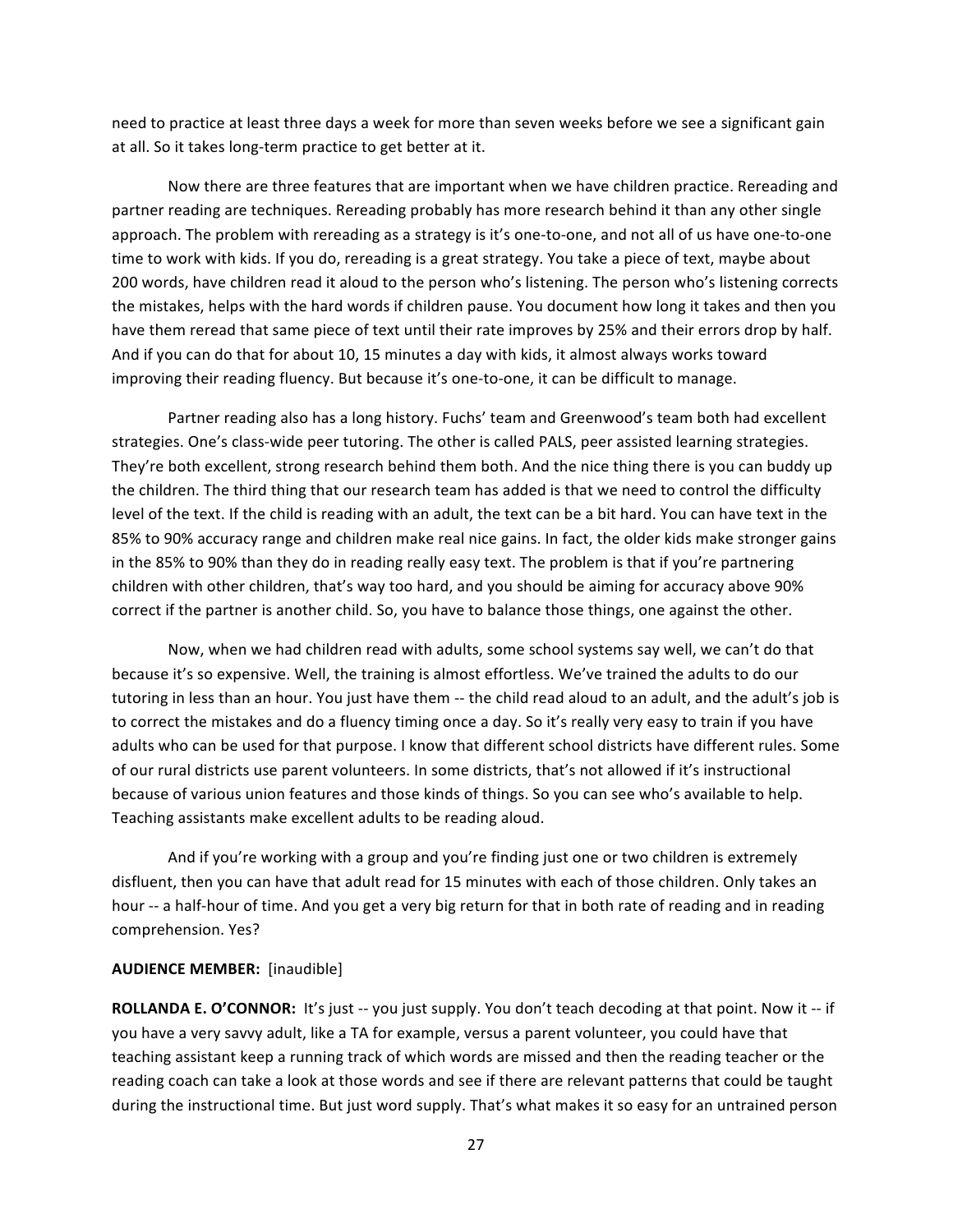need to practice at least three days a week for more than seven weeks before we see a significant gain at all. So it takes long-term practice to get better at it.

Now there are three features that are important when we have children practice. Rereading and partner reading are techniques. Rereading probably has more research behind it than any other single approach. The problem with rereading as a strategy is it's one-to-one, and not all of us have one-to-one time to work with kids. If you do, rereading is a great strategy. You take a piece of text, maybe about 200 words, have children read it aloud to the person who's listening. The person who's listening corrects the mistakes, helps with the hard words if children pause. You document how long it takes and then you have them reread that same piece of text until their rate improves by 25% and their errors drop by half. And if you can do that for about 10, 15 minutes a day with kids, it almost always works toward improving their reading fluency. But because it's one-to-one, it can be difficult to manage.

Partner reading also has a long history. Fuchs' team and Greenwood's team both had excellent strategies. One's class-wide peer tutoring. The other is called PALS, peer assisted learning strategies. They're both excellent, strong research behind them both. And the nice thing there is you can buddy up the children. The third thing that our research team has added is that we need to control the difficulty level of the text. If the child is reading with an adult, the text can be a bit hard. You can have text in the 85% to 90% accuracy range and children make real nice gains. In fact, the older kids make stronger gains in the 85% to 90% than they do in reading really easy text. The problem is that if you're partnering children with other children, that's way too hard, and you should be aiming for accuracy above 90% correct if the partner is another child. So, you have to balance those things, one against the other.

Now, when we had children read with adults, some school systems say well, we can't do that because it's so expensive. Well, the training is almost effortless. We've trained the adults to do our tutoring in less than an hour. You just have them -- the child read aloud to an adult, and the adult's job is to correct the mistakes and do a fluency timing once a day. So it's really very easy to train if you have adults who can be used for that purpose. I know that different school districts have different rules. Some of our rural districts use parent volunteers. In some districts, that's not allowed if it's instructional because of various union features and those kinds of things. So you can see who's available to help. Teaching assistants make excellent adults to be reading aloud.

And if you're working with a group and you're finding just one or two children is extremely disfluent, then you can have that adult read for 15 minutes with each of those children. Only takes an hour -- a half-hour of time. And you get a very big return for that in both rate of reading and in reading comprehension. Yes?

**AUDIENCE MEMBER:** [inaudible]

**ROLLANDA E. O'CONNOR:** It's just -- you just supply. You don't teach decoding at that point. Now it -- if you have a very savvy adult, like a TA for example, versus a parent volunteer, you could have that teaching assistant keep a running track of which words are missed and then the reading teacher or the reading coach can take a look at those words and see if there are relevant patterns that could be taught during the instructional time. But just word supply. That's what makes it so easy for an untrained person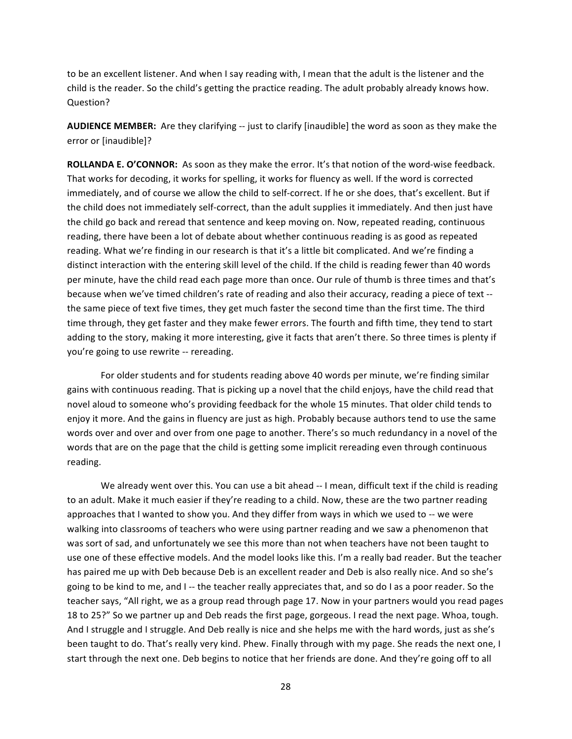to be an excellent listener. And when I say reading with, I mean that the adult is the listener and the child is the reader. So the child's getting the practice reading. The adult probably already knows how. Question?

**AUDIENCE MEMBER:** Are they clarifying -- just to clarify [inaudible] the word as soon as they make the error or [inaudible]?

**ROLLANDA E. O'CONNOR:** As soon as they make the error. It's that notion of the word-wise feedback. That works for decoding, it works for spelling, it works for fluency as well. If the word is corrected immediately, and of course we allow the child to self-correct. If he or she does, that's excellent. But if the child does not immediately self-correct, than the adult supplies it immediately. And then just have the child go back and reread that sentence and keep moving on. Now, repeated reading, continuous reading, there have been a lot of debate about whether continuous reading is as good as repeated reading. What we're finding in our research is that it's a little bit complicated. And we're finding a distinct interaction with the entering skill level of the child. If the child is reading fewer than 40 words per minute, have the child read each page more than once. Our rule of thumb is three times and that's because when we've timed children's rate of reading and also their accuracy, reading a piece of text -- the same piece of text five times, they get much faster the second time than the first time. The third time through, they get faster and they make fewer errors. The fourth and fifth time, they tend to start adding to the story, making it more interesting, give it facts that aren't there. So three times is plenty if you're going to use rewrite -- rereading.

For older students and for students reading above 40 words per minute, we're finding similar gains with continuous reading. That is picking up a novel that the child enjoys, have the child read that novel aloud to someone who's providing feedback for the whole 15 minutes. That older child tends to enjoy it more. And the gains in fluency are just as high. Probably because authors tend to use the same words over and over and over from one page to another. There's so much redundancy in a novel of the words that are on the page that the child is getting some implicit rereading even through continuous reading.

We already went over this. You can use a bit ahead -- I mean, difficult text if the child is reading to an adult. Make it much easier if they're reading to a child. Now, these are the two partner reading approaches that I wanted to show you. And they differ from ways in which we used to -- we were walking into classrooms of teachers who were using partner reading and we saw a phenomenon that was sort of sad, and unfortunately we see this more than not when teachers have not been taught to use one of these effective models. And the model looks like this. I'm a really bad reader. But the teacher has paired me up with Deb because Deb is an excellent reader and Deb is also really nice. And so she's going to be kind to me, and I -- the teacher really appreciates that, and so do I as a poor reader. So the teacher says, "All right, we as a group read through page 17. Now in your partners would you read pages 18 to 25?" So we partner up and Deb reads the first page, gorgeous. I read the next page. Whoa, tough. And I struggle and I struggle. And Deb really is nice and she helps me with the hard words, just as she's been taught to do. That's really very kind. Phew. Finally through with my page. She reads the next one, I start through the next one. Deb begins to notice that her friends are done. And they're going off to all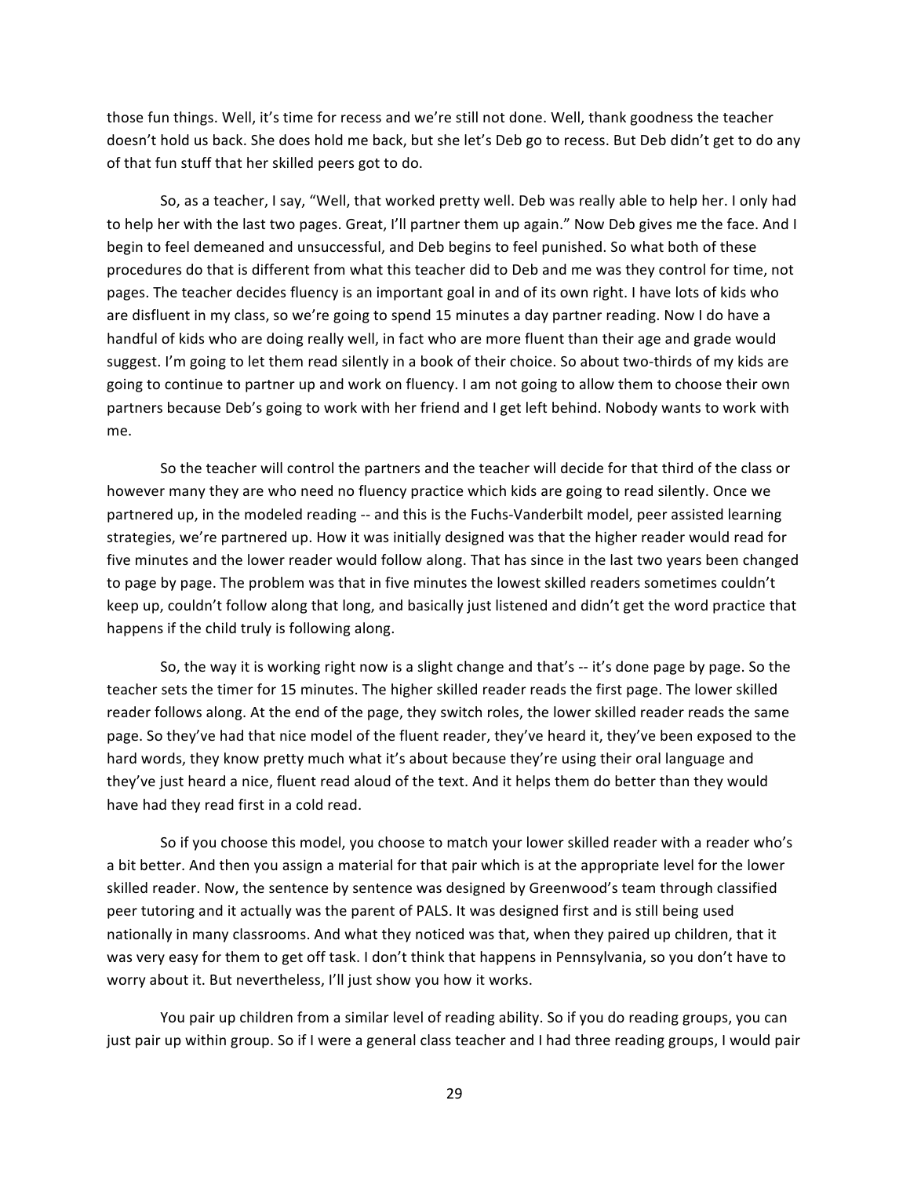those fun things. Well, it's time for recess and we're still not done. Well, thank goodness the teacher doesn't hold us back. She does hold me back, but she let's Deb go to recess. But Deb didn't get to do any of that fun stuff that her skilled peers got to do.

So, as a teacher, I say, "Well, that worked pretty well. Deb was really able to help her. I only had to help her with the last two pages. Great, I'll partner them up again." Now Deb gives me the face. And I begin to feel demeaned and unsuccessful, and Deb begins to feel punished. So what both of these procedures do that is different from what this teacher did to Deb and me was they control for time, not pages. The teacher decides fluency is an important goal in and of its own right. I have lots of kids who are disfluent in my class, so we're going to spend 15 minutes a day partner reading. Now I do have a handful of kids who are doing really well, in fact who are more fluent than their age and grade would suggest. I'm going to let them read silently in a book of their choice. So about two-thirds of my kids are going to continue to partner up and work on fluency. I am not going to allow them to choose their own partners because Deb's going to work with her friend and I get left behind. Nobody wants to work with me.

So the teacher will control the partners and the teacher will decide for that third of the class or however many they are who need no fluency practice which kids are going to read silently. Once we partnered up, in the modeled reading -- and this is the Fuchs-Vanderbilt model, peer assisted learning strategies, we're partnered up. How it was initially designed was that the higher reader would read for five minutes and the lower reader would follow along. That has since in the last two years been changed to page by page. The problem was that in five minutes the lowest skilled readers sometimes couldn't keep up, couldn't follow along that long, and basically just listened and didn't get the word practice that happens if the child truly is following along.

So, the way it is working right now is a slight change and that's -- it's done page by page. So the teacher sets the timer for 15 minutes. The higher skilled reader reads the first page. The lower skilled reader follows along. At the end of the page, they switch roles, the lower skilled reader reads the same page. So they've had that nice model of the fluent reader, they've heard it, they've been exposed to the hard words, they know pretty much what it's about because they're using their oral language and they've just heard a nice, fluent read aloud of the text. And it helps them do better than they would have had they read first in a cold read.

So if you choose this model, you choose to match your lower skilled reader with a reader who's a bit better. And then you assign a material for that pair which is at the appropriate level for the lower skilled reader. Now, the sentence by sentence was designed by Greenwood's team through classified peer tutoring and it actually was the parent of PALS. It was designed first and is still being used nationally in many classrooms. And what they noticed was that, when they paired up children, that it was very easy for them to get off task. I don't think that happens in Pennsylvania, so you don't have to worry about it. But nevertheless, I'll just show you how it works.

You pair up children from a similar level of reading ability. So if you do reading groups, you can just pair up within group. So if I were a general class teacher and I had three reading groups, I would pair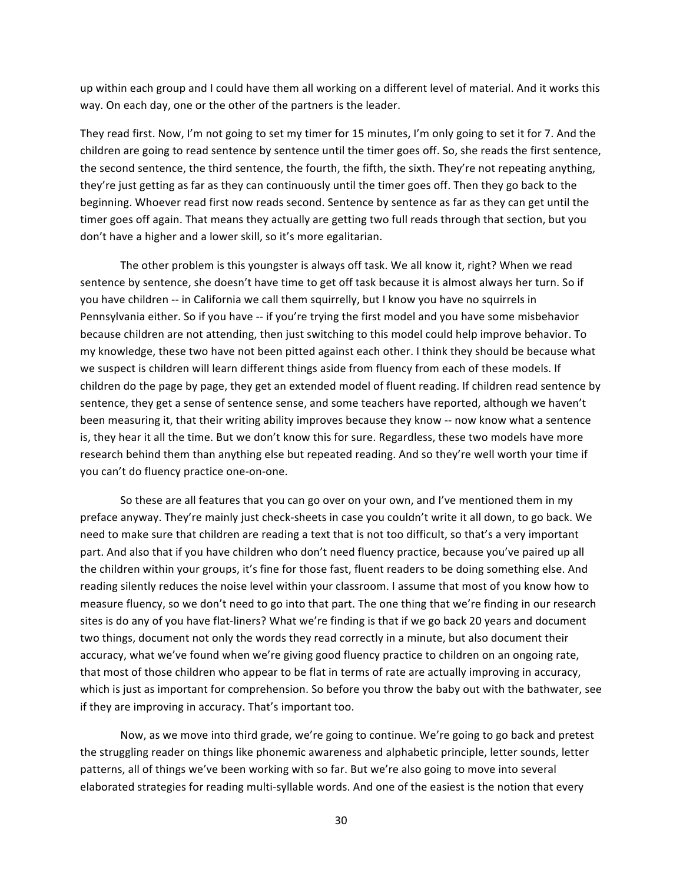up within each group and I could have them all working on a different level of material. And it works this way. On each day, one or the other of the partners is the leader.

They read first. Now, I'm not going to set my timer for 15 minutes, I'm only going to set it for 7. And the children are going to read sentence by sentence until the timer goes off. So, she reads the first sentence, the second sentence, the third sentence, the fourth, the fifth, the sixth. They're not repeating anything, they're just getting as far as they can continuously until the timer goes off. Then they go back to the beginning. Whoever read first now reads second. Sentence by sentence as far as they can get until the timer goes off again. That means they actually are getting two full reads through that section, but you don't have a higher and a lower skill, so it's more egalitarian.

The other problem is this youngster is always off task. We all know it, right? When we read sentence by sentence, she doesn't have time to get off task because it is almost always her turn. So if you have children -- in California we call them squirrelly, but I know you have no squirrels in Pennsylvania either. So if you have -- if you're trying the first model and you have some misbehavior because children are not attending, then just switching to this model could help improve behavior. To my knowledge, these two have not been pitted against each other. I think they should be because what we suspect is children will learn different things aside from fluency from each of these models. If children do the page by page, they get an extended model of fluent reading. If children read sentence by sentence, they get a sense of sentence sense, and some teachers have reported, although we haven't been measuring it, that their writing ability improves because they know -- now know what a sentence is, they hear it all the time. But we don't know this for sure. Regardless, these two models have more research behind them than anything else but repeated reading. And so they're well worth your time if you can't do fluency practice one-on-one.

So these are all features that you can go over on your own, and I've mentioned them in my preface anyway. They're mainly just check-sheets in case you couldn't write it all down, to go back. We need to make sure that children are reading a text that is not too difficult, so that's a very important part. And also that if you have children who don't need fluency practice, because you've paired up all the children within your groups, it's fine for those fast, fluent readers to be doing something else. And reading silently reduces the noise level within your classroom. I assume that most of you know how to measure fluency, so we don't need to go into that part. The one thing that we're finding in our research sites is do any of you have flat-liners? What we're finding is that if we go back 20 years and document two things, document not only the words they read correctly in a minute, but also document their accuracy, what we've found when we're giving good fluency practice to children on an ongoing rate, that most of those children who appear to be flat in terms of rate are actually improving in accuracy, which is just as important for comprehension. So before you throw the baby out with the bathwater, see if they are improving in accuracy. That's important too.

Now, as we move into third grade, we're going to continue. We're going to go back and pretest the struggling reader on things like phonemic awareness and alphabetic principle, letter sounds, letter patterns, all of things we've been working with so far. But we're also going to move into several elaborated strategies for reading multi-syllable words. And one of the easiest is the notion that every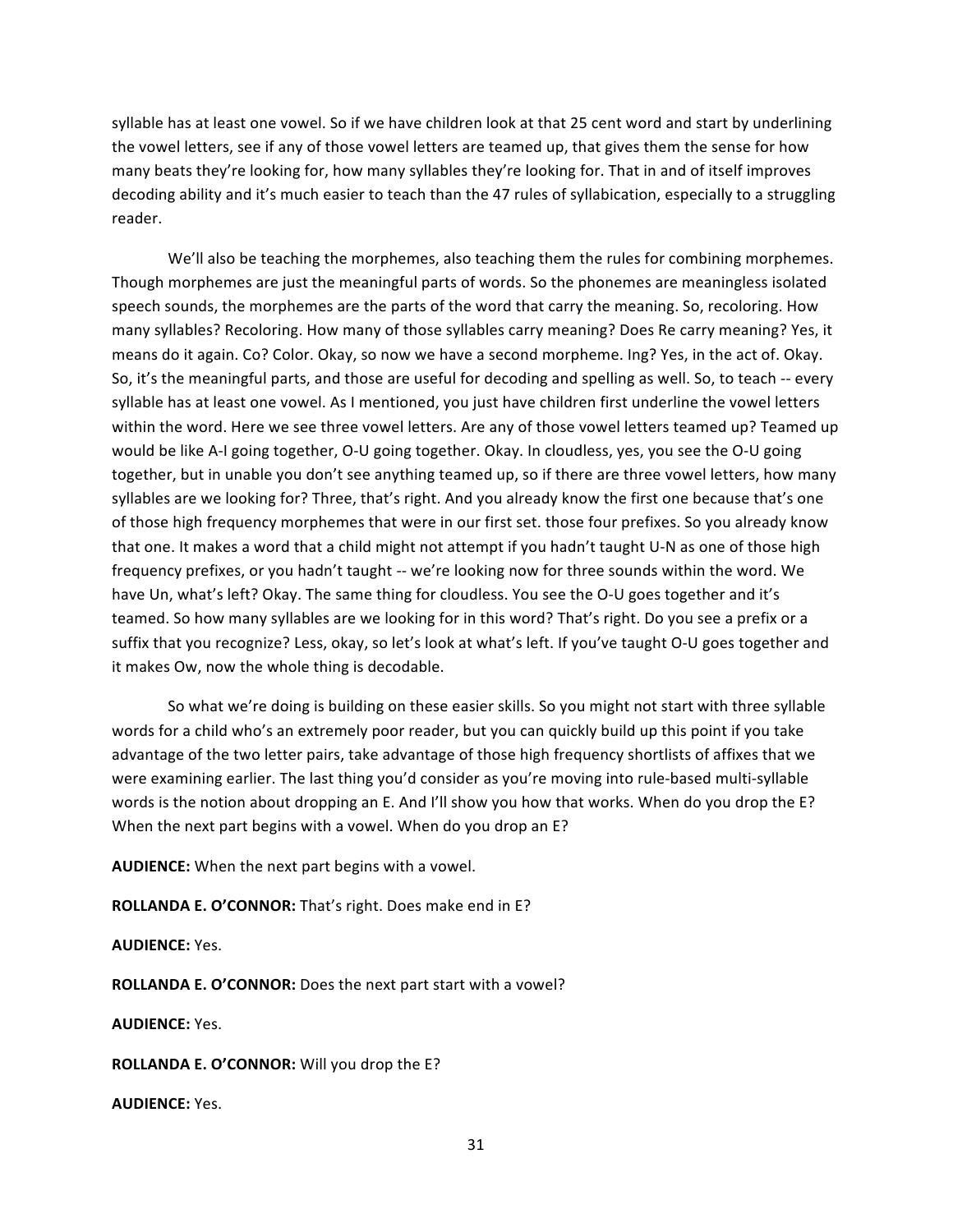syllable has at least one vowel. So if we have children look at that 25 cent word and start by underlining the vowel letters, see if any of those vowel letters are teamed up, that gives them the sense for how many beats they're looking for, how many syllables they're looking for. That in and of itself improves decoding ability and it's much easier to teach than the 47 rules of syllabication, especially to a struggling reader.

We'll also be teaching the morphemes, also teaching them the rules for combining morphemes. Though morphemes are just the meaningful parts of words. So the phonemes are meaningless isolated speech sounds, the morphemes are the parts of the word that carry the meaning. So, recoloring. How many syllables? Recoloring. How many of those syllables carry meaning? Does Re carry meaning? Yes, it means do it again. Co? Color. Okay, so now we have a second morpheme. Ing? Yes, in the act of. Okay. So, it's the meaningful parts, and those are useful for decoding and spelling as well. So, to teach -- every syllable has at least one vowel. As I mentioned, you just have children first underline the vowel letters within the word. Here we see three vowel letters. Are any of those vowel letters teamed up? Teamed up would be like A-I going together, O-U going together. Okay. In cloudless, yes, you see the O-U going together, but in unable you don't see anything teamed up, so if there are three vowel letters, how many syllables are we looking for? Three, that's right. And you already know the first one because that's one of those high frequency morphemes that were in our first set. those four prefixes. So you already know that one. It makes a word that a child might not attempt if you hadn't taught U-N as one of those high frequency prefixes, or you hadn't taught -- we're looking now for three sounds within the word. We have Un, what's left? Okay. The same thing for cloudless. You see the O-U goes together and it's teamed. So how many syllables are we looking for in this word? That's right. Do you see a prefix or a suffix that you recognize? Less, okay, so let's look at what's left. If you've taught O-U goes together and it makes Ow, now the whole thing is decodable.

So what we're doing is building on these easier skills. So you might not start with three syllable words for a child who's an extremely poor reader, but you can quickly build up this point if you take advantage of the two letter pairs, take advantage of those high frequency shortlists of affixes that we were examining earlier. The last thing you'd consider as you're moving into rule-based multi-syllable words is the notion about dropping an E. And I'll show you how that works. When do you drop the E? When the next part begins with a vowel. When do you drop an E?

**AUDIENCE:** When the next part begins with a vowel.

**ROLLANDA E. O'CONNOR:** That's right. Does make end in E?

**AUDIENCE:** Yes.

**ROLLANDA E. O'CONNOR:** Does the next part start with a vowel?

**AUDIENCE:** Yes.

**ROLLANDA E. O'CONNOR:** Will you drop the E?

**AUDIENCE:** Yes.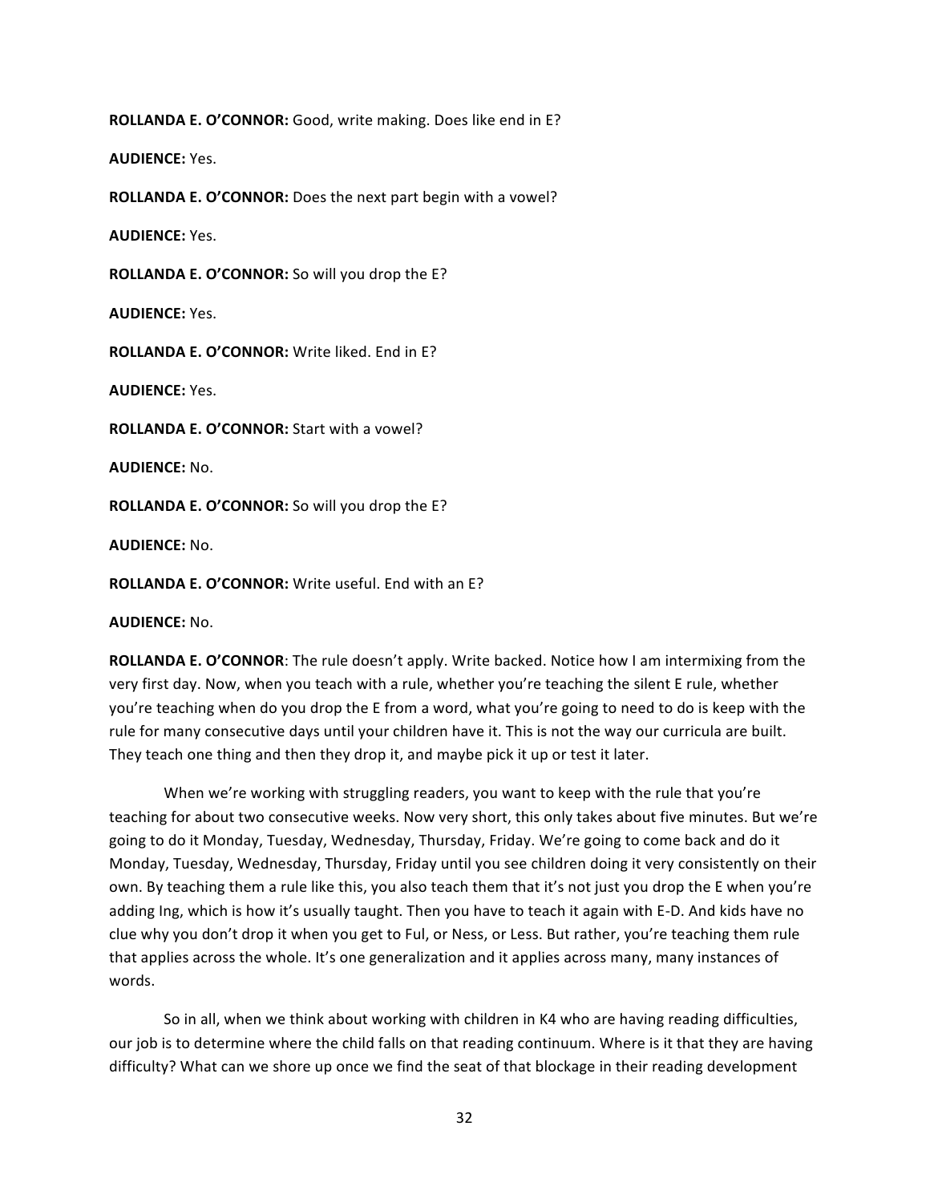**ROLLANDA E. O'CONNOR:** Good, write making. Does like end in E?

**AUDIENCE:** Yes.

**ROLLANDA E. O'CONNOR:** Does the next part begin with a vowel?

**AUDIENCE:** Yes.

**ROLLANDA E. O'CONNOR:** So will you drop the E?

**AUDIENCE:** Yes.

**ROLLANDA E. O'CONNOR:** Write liked. End in E?

**AUDIENCE:** Yes.

**ROLLANDA E. O'CONNOR:** Start with a vowel?

**AUDIENCE:** No.

**ROLLANDA E. O'CONNOR:** So will you drop the E?

**AUDIENCE:** No.

**ROLLANDA E. O'CONNOR:** Write useful. End with an E?

**AUDIENCE:** No.

**ROLLANDA E. O'CONNOR**: The rule doesn't apply. Write backed. Notice how I am intermixing from the very first day. Now, when you teach with a rule, whether you're teaching the silent E rule, whether you're teaching when do you drop the E from a word, what you're going to need to do is keep with the rule for many consecutive days until your children have it. This is not the way our curricula are built. They teach one thing and then they drop it, and maybe pick it up or test it later.

When we're working with struggling readers, you want to keep with the rule that you're teaching for about two consecutive weeks. Now very short, this only takes about five minutes. But we're going to do it Monday, Tuesday, Wednesday, Thursday, Friday. We're going to come back and do it Monday, Tuesday, Wednesday, Thursday, Friday until you see children doing it very consistently on their own. By teaching them a rule like this, you also teach them that it's not just you drop the E when you're adding Ing, which is how it's usually taught. Then you have to teach it again with E-D. And kids have no clue why you don't drop it when you get to Ful, or Ness, or Less. But rather, you're teaching them rule that applies across the whole. It's one generalization and it applies across many, many instances of words.

So in all, when we think about working with children in K4 who are having reading difficulties, our job is to determine where the child falls on that reading continuum. Where is it that they are having difficulty? What can we shore up once we find the seat of that blockage in their reading development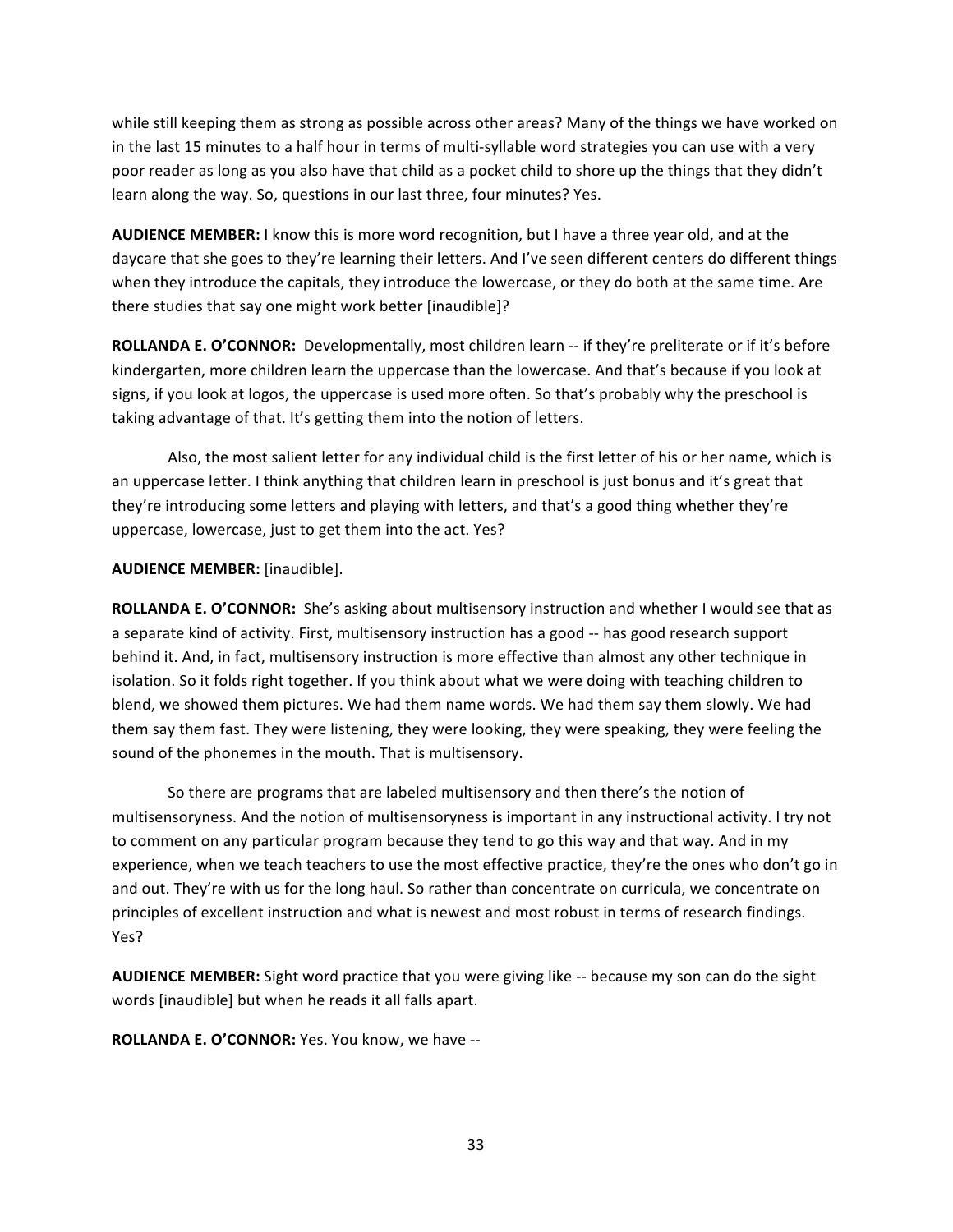while still keeping them as strong as possible across other areas? Many of the things we have worked on in the last 15 minutes to a half hour in terms of multi-syllable word strategies you can use with a very poor reader as long as you also have that child as a pocket child to shore up the things that they didn't learn along the way. So, questions in our last three, four minutes? Yes.

**AUDIENCE MEMBER:** I know this is more word recognition, but I have a three year old, and at the daycare that she goes to they're learning their letters. And I've seen different centers do different things when they introduce the capitals, they introduce the lowercase, or they do both at the same time. Are there studies that say one might work better [inaudible]?

**ROLLANDA E. O'CONNOR:** Developmentally, most children learn -- if they're preliterate or if it's before kindergarten, more children learn the uppercase than the lowercase. And that's because if you look at signs, if you look at logos, the uppercase is used more often. So that's probably why the preschool is taking advantage of that. It's getting them into the notion of letters.

Also, the most salient letter for any individual child is the first letter of his or her name, which is an uppercase letter. I think anything that children learn in preschool is just bonus and it's great that they're introducing some letters and playing with letters, and that's a good thing whether they're uppercase, lowercase, just to get them into the act. Yes?

**AUDIENCE MEMBER:** [inaudible].

**ROLLANDA E. O'CONNOR:** She's asking about multisensory instruction and whether I would see that as a separate kind of activity. First, multisensory instruction has a good -- has good research support behind it. And, in fact, multisensory instruction is more effective than almost any other technique in isolation. So it folds right together. If you think about what we were doing with teaching children to blend, we showed them pictures. We had them name words. We had them say them slowly. We had them say them fast. They were listening, they were looking, they were speaking, they were feeling the sound of the phonemes in the mouth. That is multisensory.

So there are programs that are labeled multisensory and then there's the notion of multisensoryness. And the notion of multisensoryness is important in any instructional activity. I try not to comment on any particular program because they tend to go this way and that way. And in my experience, when we teach teachers to use the most effective practice, they're the ones who don't go in and out. They're with us for the long haul. So rather than concentrate on curricula, we concentrate on principles of excellent instruction and what is newest and most robust in terms of research findings. Yes?

**AUDIENCE MEMBER:** Sight word practice that you were giving like -- because my son can do the sight words [inaudible] but when he reads it all falls apart.

**ROLLANDA E. O'CONNOR:** Yes. You know, we have --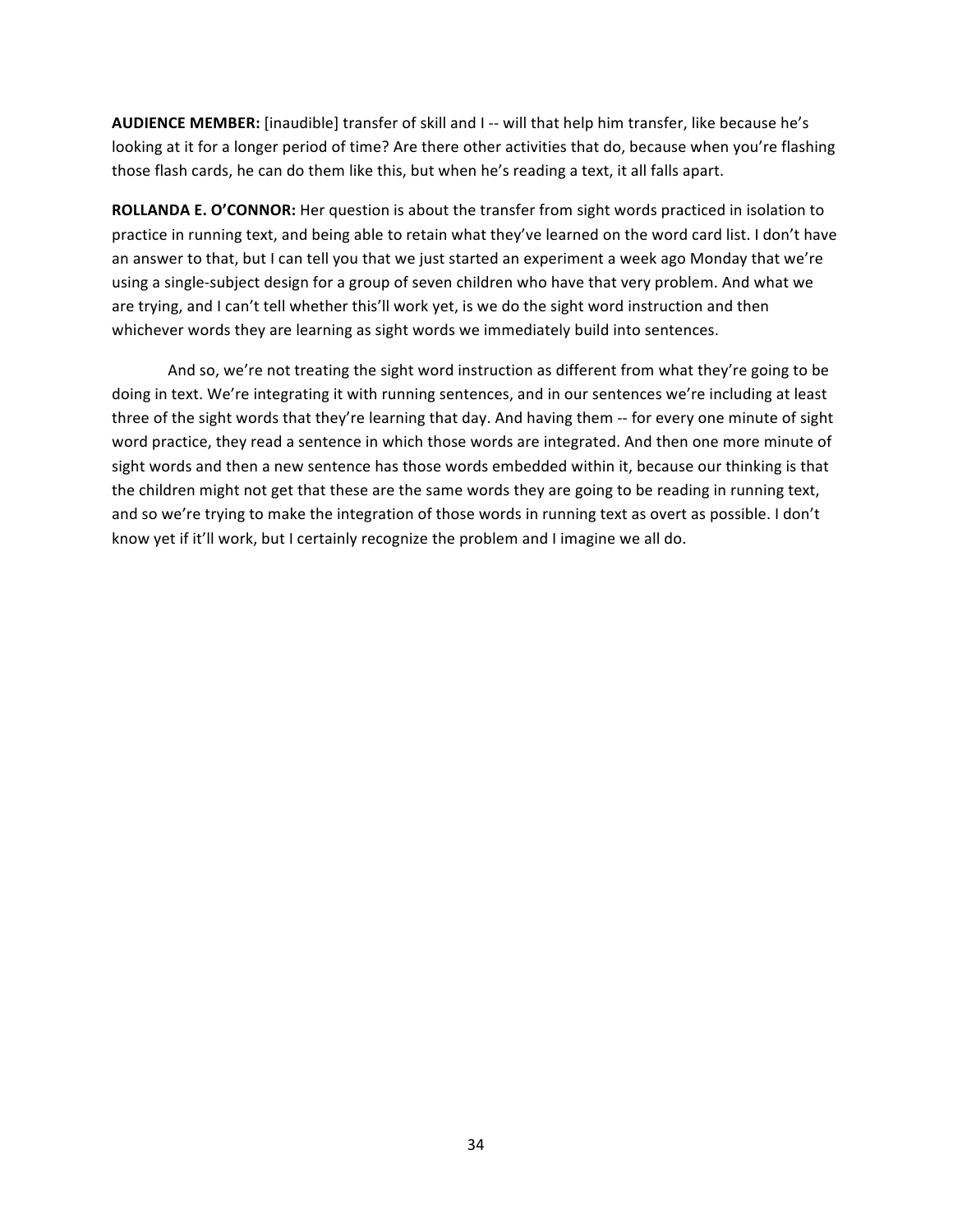**AUDIENCE MEMBER:** [inaudible] transfer of skill and I -- will that help him transfer, like because he's looking at it for a longer period of time? Are there other activities that do, because when you're flashing those flash cards, he can do them like this, but when he's reading a text, it all falls apart.

**ROLLANDA E. O'CONNOR:** Her question is about the transfer from sight words practiced in isolation to practice in running text, and being able to retain what they've learned on the word card list. I don't have an answer to that, but I can tell you that we just started an experiment a week ago Monday that we're using a single-subject design for a group of seven children who have that very problem. And what we are trying, and I can't tell whether this'll work yet, is we do the sight word instruction and then whichever words they are learning as sight words we immediately build into sentences.

And so, we're not treating the sight word instruction as different from what they're going to be doing in text. We're integrating it with running sentences, and in our sentences we're including at least three of the sight words that they're learning that day. And having them -- for every one minute of sight word practice, they read a sentence in which those words are integrated. And then one more minute of sight words and then a new sentence has those words embedded within it, because our thinking is that the children might not get that these are the same words they are going to be reading in running text, and so we're trying to make the integration of those words in running text as overt as possible. I don't know yet if it'll work, but I certainly recognize the problem and I imagine we all do.